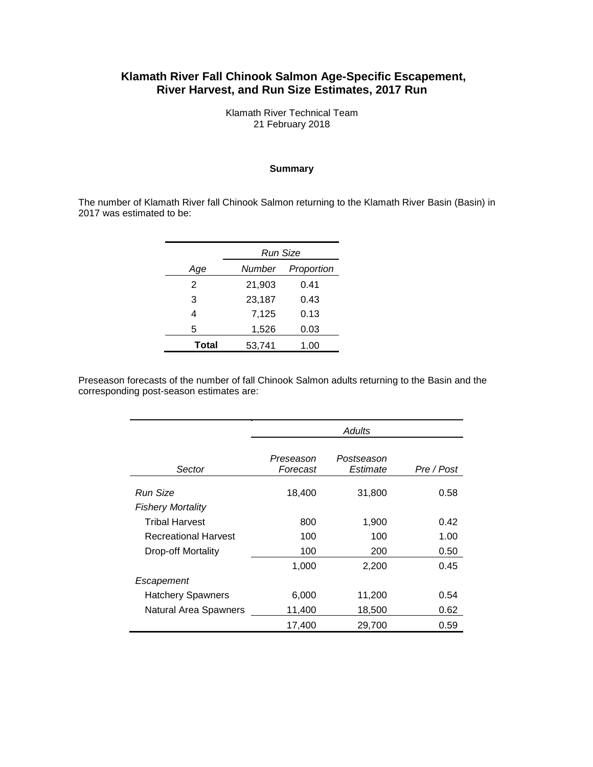# Klamath River Fall Chinook Salmon Age-Specific Escapement, River Harvest, and Run Size Estimates, 2017 Run

Klamath River Technical Team
21 February 2018

### Summary

The number of Klamath River fall Chinook Salmon returning to the Klamath River Basin (Basin) in 2017 was estimated to be:

| | *Run Size* | |
|---|---|---|
| *Age* | *Number* | *Proportion* |
| 2 | 21,903 | 0.41 |
| 3 | 23,187 | 0.43 |
| 4 | 7,125 | 0.13 |
| 5 | 1,526 | 0.03 |
| **Total** | 53,741 | 1.00 |

Preseason forecasts of the number of fall Chinook Salmon adults returning to the Basin and the corresponding post-season estimates are:

| | *Adults* | | |
|---|---|---|---|
| *Sector* | *Preseason Forecast* | *Postseason Estimate* | *Pre / Post* |
| *Run Size* | 18,400 | 31,800 | 0.58 |
| *Fishery Mortality* | | | |
| Tribal Harvest | 800 | 1,900 | 0.42 |
| Recreational Harvest | 100 | 100 | 1.00 |
| Drop-off Mortality | 100 | 200 | 0.50 |
| | 1,000 | 2,200 | 0.45 |
| *Escapement* | | | |
| Hatchery Spawners | 6,000 | 11,200 | 0.54 |
| Natural Area Spawners | 11,400 | 18,500 | 0.62 |
| | 17,400 | 29,700 | 0.59 |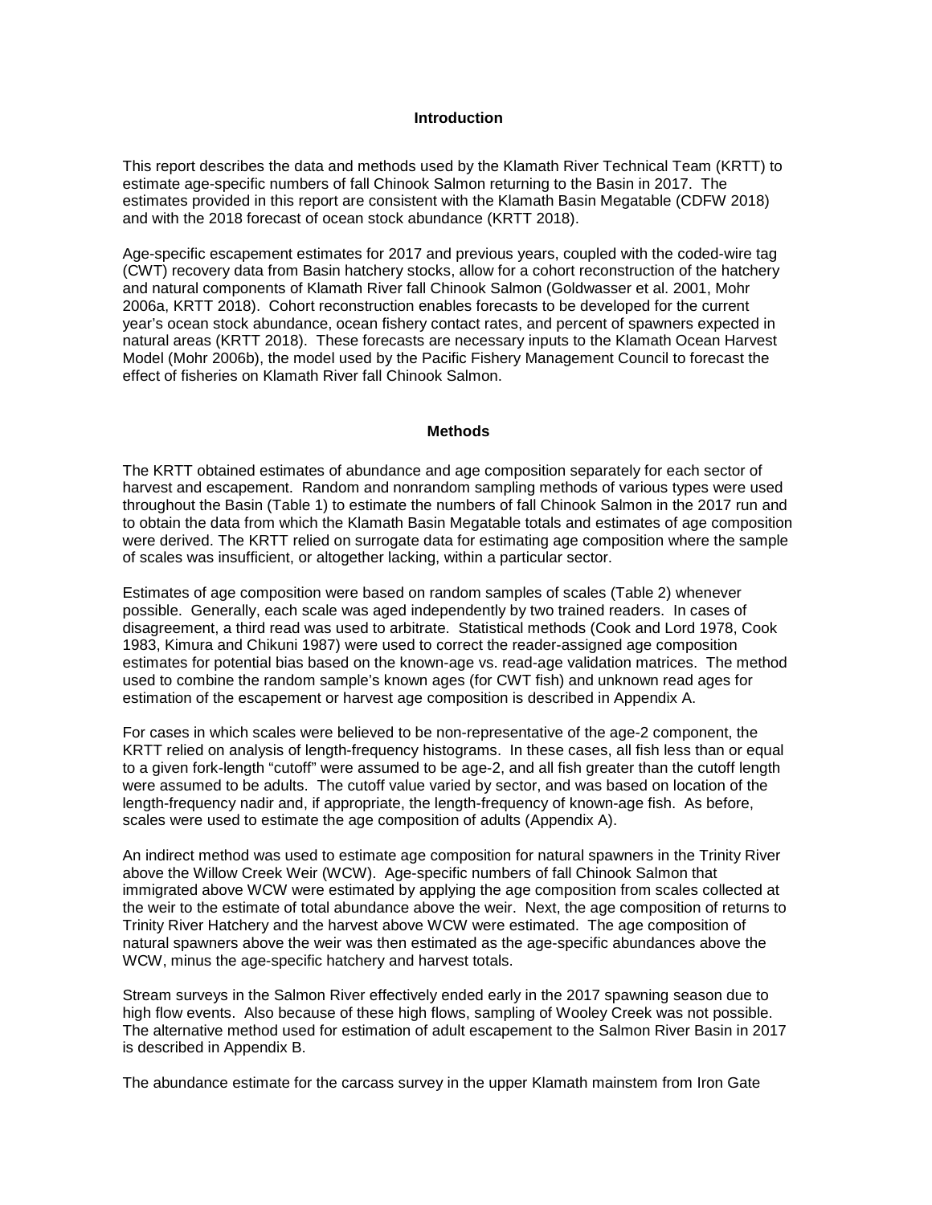## Introduction

This report describes the data and methods used by the Klamath River Technical Team (KRTT) to estimate age-specific numbers of fall Chinook Salmon returning to the Basin in 2017. The estimates provided in this report are consistent with the Klamath Basin Megatable (CDFW 2018) and with the 2018 forecast of ocean stock abundance (KRTT 2018).

Age-specific escapement estimates for 2017 and previous years, coupled with the coded-wire tag (CWT) recovery data from Basin hatchery stocks, allow for a cohort reconstruction of the hatchery and natural components of Klamath River fall Chinook Salmon (Goldwasser et al. 2001, Mohr 2006a, KRTT 2018). Cohort reconstruction enables forecasts to be developed for the current year's ocean stock abundance, ocean fishery contact rates, and percent of spawners expected in natural areas (KRTT 2018). These forecasts are necessary inputs to the Klamath Ocean Harvest Model (Mohr 2006b), the model used by the Pacific Fishery Management Council to forecast the effect of fisheries on Klamath River fall Chinook Salmon.

## Methods

The KRTT obtained estimates of abundance and age composition separately for each sector of harvest and escapement. Random and nonrandom sampling methods of various types were used throughout the Basin (Table 1) to estimate the numbers of fall Chinook Salmon in the 2017 run and to obtain the data from which the Klamath Basin Megatable totals and estimates of age composition were derived. The KRTT relied on surrogate data for estimating age composition where the sample of scales was insufficient, or altogether lacking, within a particular sector.

Estimates of age composition were based on random samples of scales (Table 2) whenever possible. Generally, each scale was aged independently by two trained readers. In cases of disagreement, a third read was used to arbitrate. Statistical methods (Cook and Lord 1978, Cook 1983, Kimura and Chikuni 1987) were used to correct the reader-assigned age composition estimates for potential bias based on the known-age vs. read-age validation matrices. The method used to combine the random sample's known ages (for CWT fish) and unknown read ages for estimation of the escapement or harvest age composition is described in Appendix A.

For cases in which scales were believed to be non-representative of the age-2 component, the KRTT relied on analysis of length-frequency histograms. In these cases, all fish less than or equal to a given fork-length "cutoff" were assumed to be age-2, and all fish greater than the cutoff length were assumed to be adults. The cutoff value varied by sector, and was based on location of the length-frequency nadir and, if appropriate, the length-frequency of known-age fish. As before, scales were used to estimate the age composition of adults (Appendix A).

An indirect method was used to estimate age composition for natural spawners in the Trinity River above the Willow Creek Weir (WCW). Age-specific numbers of fall Chinook Salmon that immigrated above WCW were estimated by applying the age composition from scales collected at the weir to the estimate of total abundance above the weir. Next, the age composition of returns to Trinity River Hatchery and the harvest above WCW were estimated. The age composition of natural spawners above the weir was then estimated as the age-specific abundances above the WCW, minus the age-specific hatchery and harvest totals.

Stream surveys in the Salmon River effectively ended early in the 2017 spawning season due to high flow events. Also because of these high flows, sampling of Wooley Creek was not possible. The alternative method used for estimation of adult escapement to the Salmon River Basin in 2017 is described in Appendix B.

The abundance estimate for the carcass survey in the upper Klamath mainstem from Iron Gate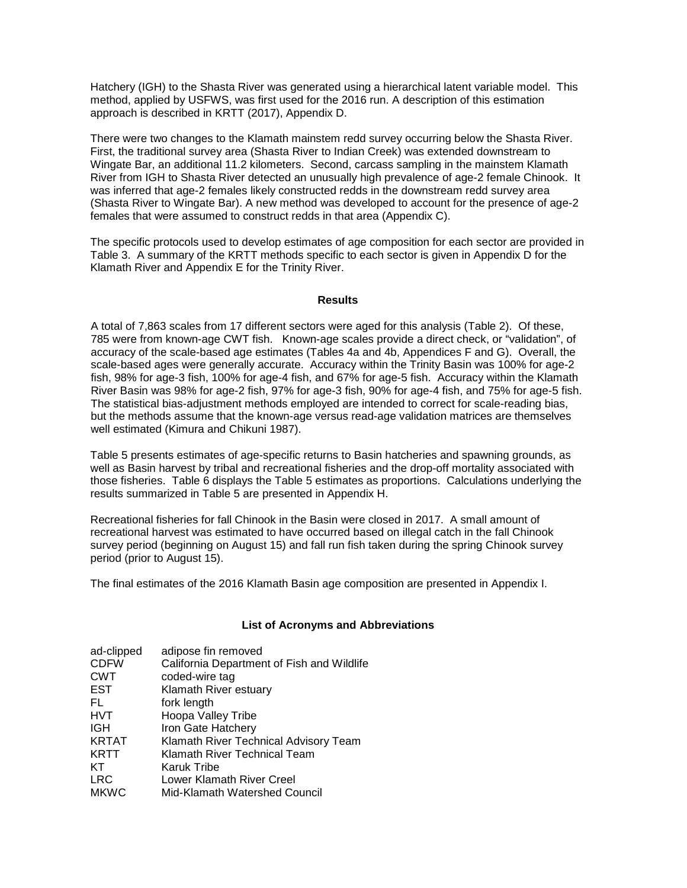Hatchery (IGH) to the Shasta River was generated using a hierarchical latent variable model. This method, applied by USFWS, was first used for the 2016 run. A description of this estimation approach is described in KRTT (2017), Appendix D.

There were two changes to the Klamath mainstem redd survey occurring below the Shasta River. First, the traditional survey area (Shasta River to Indian Creek) was extended downstream to Wingate Bar, an additional 11.2 kilometers. Second, carcass sampling in the mainstem Klamath River from IGH to Shasta River detected an unusually high prevalence of age-2 female Chinook. It was inferred that age-2 females likely constructed redds in the downstream redd survey area (Shasta River to Wingate Bar). A new method was developed to account for the presence of age-2 females that were assumed to construct redds in that area (Appendix C).

The specific protocols used to develop estimates of age composition for each sector are provided in Table 3. A summary of the KRTT methods specific to each sector is given in Appendix D for the Klamath River and Appendix E for the Trinity River.

## Results

A total of 7,863 scales from 17 different sectors were aged for this analysis (Table 2). Of these, 785 were from known-age CWT fish. Known-age scales provide a direct check, or "validation", of accuracy of the scale-based age estimates (Tables 4a and 4b, Appendices F and G). Overall, the scale-based ages were generally accurate. Accuracy within the Trinity Basin was 100% for age-2 fish, 98% for age-3 fish, 100% for age-4 fish, and 67% for age-5 fish. Accuracy within the Klamath River Basin was 98% for age-2 fish, 97% for age-3 fish, 90% for age-4 fish, and 75% for age-5 fish. The statistical bias-adjustment methods employed are intended to correct for scale-reading bias, but the methods assume that the known-age versus read-age validation matrices are themselves well estimated (Kimura and Chikuni 1987).

Table 5 presents estimates of age-specific returns to Basin hatcheries and spawning grounds, as well as Basin harvest by tribal and recreational fisheries and the drop-off mortality associated with those fisheries. Table 6 displays the Table 5 estimates as proportions. Calculations underlying the results summarized in Table 5 are presented in Appendix H.

Recreational fisheries for fall Chinook in the Basin were closed in 2017. A small amount of recreational harvest was estimated to have occurred based on illegal catch in the fall Chinook survey period (beginning on August 15) and fall run fish taken during the spring Chinook survey period (prior to August 15).

The final estimates of the 2016 Klamath Basin age composition are presented in Appendix I.

## List of Acronyms and Abbreviations

| | |
|---|---|
| ad-clipped | adipose fin removed |
| CDFW | California Department of Fish and Wildlife |
| CWT | coded-wire tag |
| EST | Klamath River estuary |
| FL | fork length |
| HVT | Hoopa Valley Tribe |
| IGH | Iron Gate Hatchery |
| KRTAT | Klamath River Technical Advisory Team |
| KRTT | Klamath River Technical Team |
| KT | Karuk Tribe |
| LRC | Lower Klamath River Creel |
| MKWC | Mid-Klamath Watershed Council |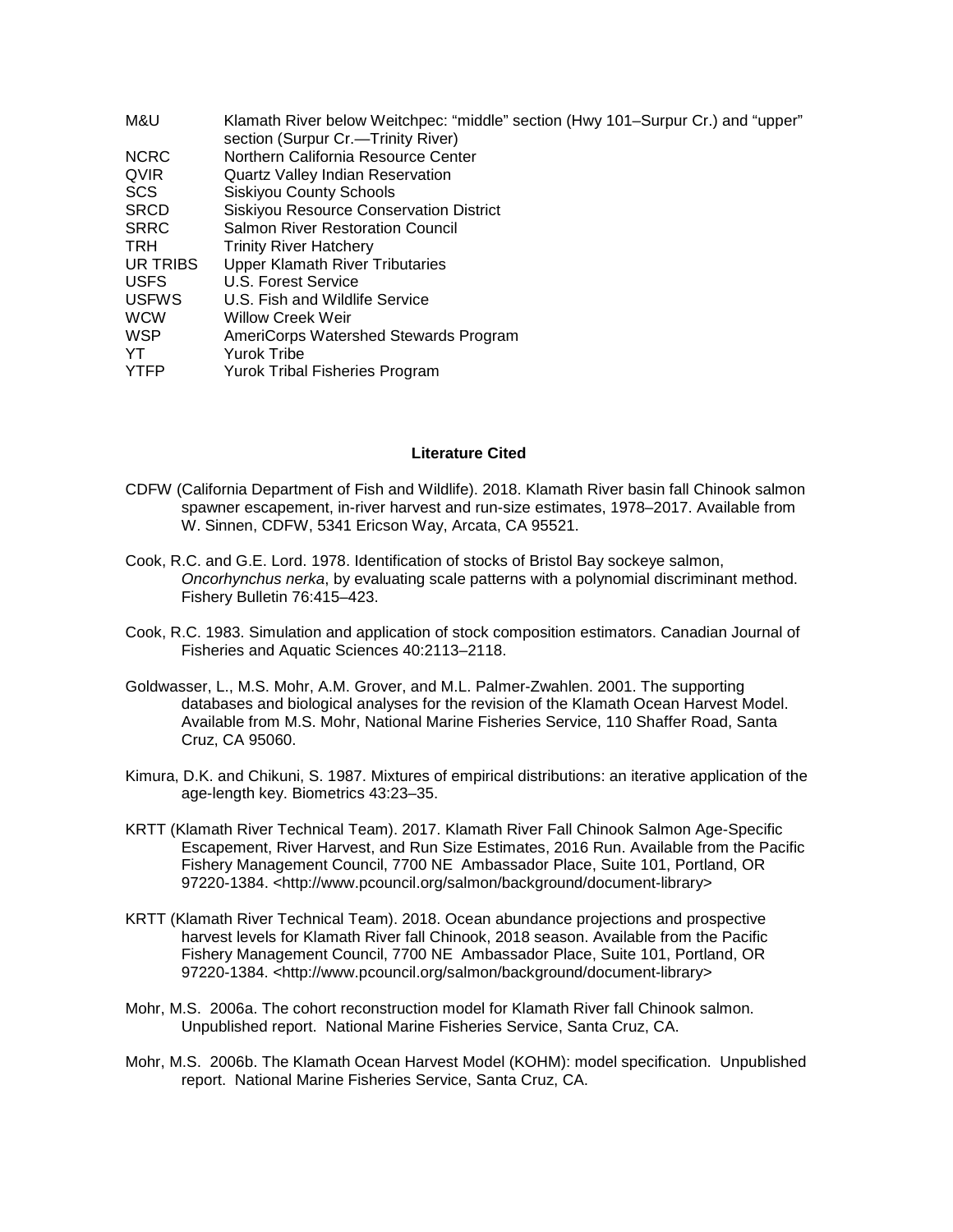| | |
|---|---|
| M&U | Klamath River below Weitchpec: "middle" section (Hwy 101–Surpur Cr.) and "upper" section (Surpur Cr.—Trinity River) |
| NCRC | Northern California Resource Center |
| QVIR | Quartz Valley Indian Reservation |
| SCS | Siskiyou County Schools |
| SRCD | Siskiyou Resource Conservation District |
| SRRC | Salmon River Restoration Council |
| TRH | Trinity River Hatchery |
| UR TRIBS | Upper Klamath River Tributaries |
| USFS | U.S. Forest Service |
| USFWS | U.S. Fish and Wildlife Service |
| WCW | Willow Creek Weir |
| WSP | AmeriCorps Watershed Stewards Program |
| YT | Yurok Tribe |
| YTFP | Yurok Tribal Fisheries Program |

## Literature Cited

CDFW (California Department of Fish and Wildlife). 2018. Klamath River basin fall Chinook salmon spawner escapement, in-river harvest and run-size estimates, 1978–2017. Available from W. Sinnen, CDFW, 5341 Ericson Way, Arcata, CA 95521.

Cook, R.C. and G.E. Lord. 1978. Identification of stocks of Bristol Bay sockeye salmon, *Oncorhynchus nerka*, by evaluating scale patterns with a polynomial discriminant method. Fishery Bulletin 76:415–423.

Cook, R.C. 1983. Simulation and application of stock composition estimators. Canadian Journal of Fisheries and Aquatic Sciences 40:2113–2118.

Goldwasser, L., M.S. Mohr, A.M. Grover, and M.L. Palmer-Zwahlen. 2001. The supporting databases and biological analyses for the revision of the Klamath Ocean Harvest Model. Available from M.S. Mohr, National Marine Fisheries Service, 110 Shaffer Road, Santa Cruz, CA 95060.

Kimura, D.K. and Chikuni, S. 1987. Mixtures of empirical distributions: an iterative application of the age-length key. Biometrics 43:23–35.

KRTT (Klamath River Technical Team). 2017. Klamath River Fall Chinook Salmon Age-Specific Escapement, River Harvest, and Run Size Estimates, 2016 Run. Available from the Pacific Fishery Management Council, 7700 NE Ambassador Place, Suite 101, Portland, OR 97220-1384. <http://www.pcouncil.org/salmon/background/document-library>

KRTT (Klamath River Technical Team). 2018. Ocean abundance projections and prospective harvest levels for Klamath River fall Chinook, 2018 season. Available from the Pacific Fishery Management Council, 7700 NE Ambassador Place, Suite 101, Portland, OR 97220-1384. <http://www.pcouncil.org/salmon/background/document-library>

Mohr, M.S. 2006a. The cohort reconstruction model for Klamath River fall Chinook salmon. Unpublished report. National Marine Fisheries Service, Santa Cruz, CA.

Mohr, M.S. 2006b. The Klamath Ocean Harvest Model (KOHM): model specification. Unpublished report. National Marine Fisheries Service, Santa Cruz, CA.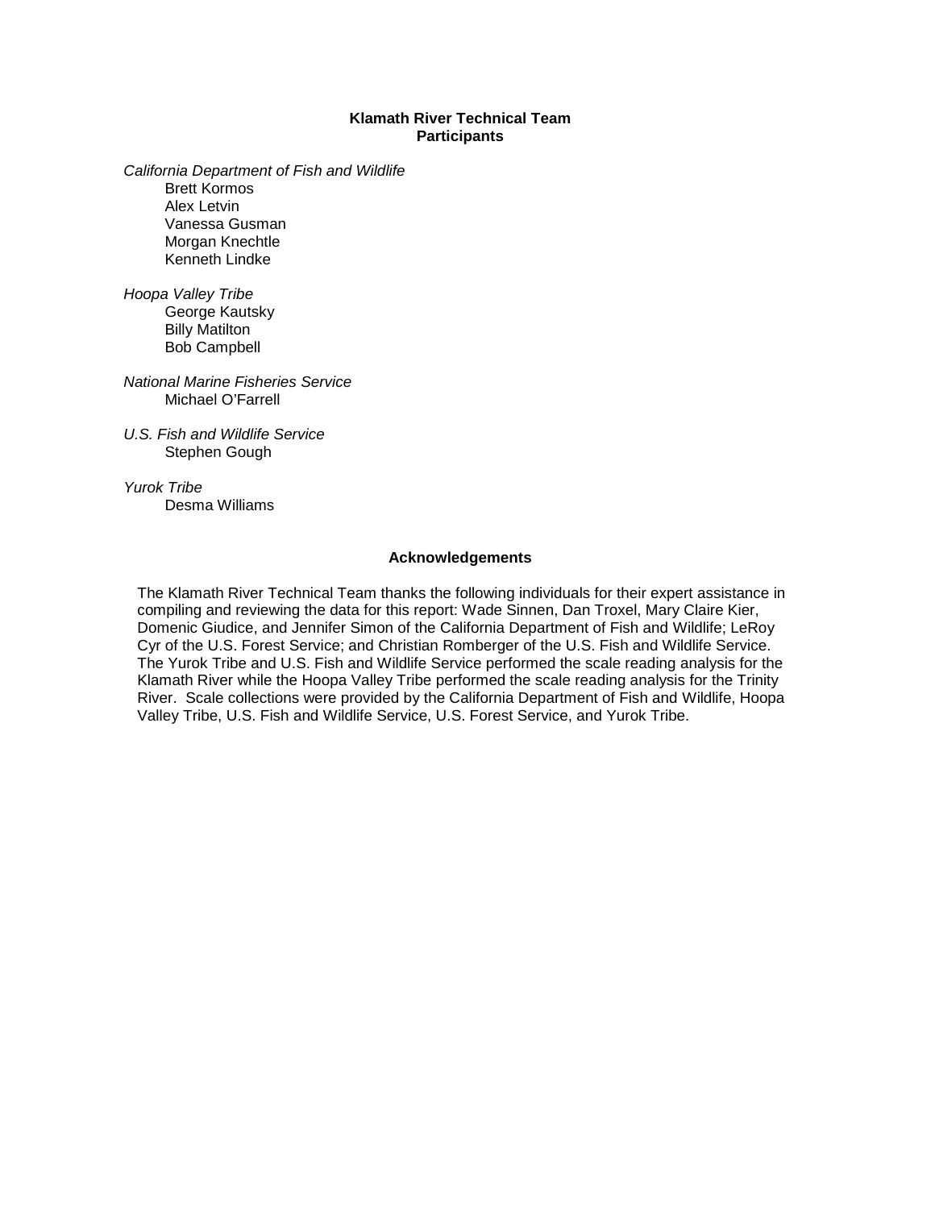## Klamath River Technical Team
## Participants

*California Department of Fish and Wildlife*
- Brett Kormos
- Alex Letvin
- Vanessa Gusman
- Morgan Knechtle
- Kenneth Lindke

*Hoopa Valley Tribe*
- George Kautsky
- Billy Matilton
- Bob Campbell

*National Marine Fisheries Service*
- Michael O'Farrell

*U.S. Fish and Wildlife Service*
- Stephen Gough

*Yurok Tribe*
- Desma Williams

## Acknowledgements

The Klamath River Technical Team thanks the following individuals for their expert assistance in compiling and reviewing the data for this report: Wade Sinnen, Dan Troxel, Mary Claire Kier, Domenic Giudice, and Jennifer Simon of the California Department of Fish and Wildlife; LeRoy Cyr of the U.S. Forest Service; and Christian Romberger of the U.S. Fish and Wildlife Service. The Yurok Tribe and U.S. Fish and Wildlife Service performed the scale reading analysis for the Klamath River while the Hoopa Valley Tribe performed the scale reading analysis for the Trinity River. Scale collections were provided by the California Department of Fish and Wildlife, Hoopa Valley Tribe, U.S. Fish and Wildlife Service, U.S. Forest Service, and Yurok Tribe.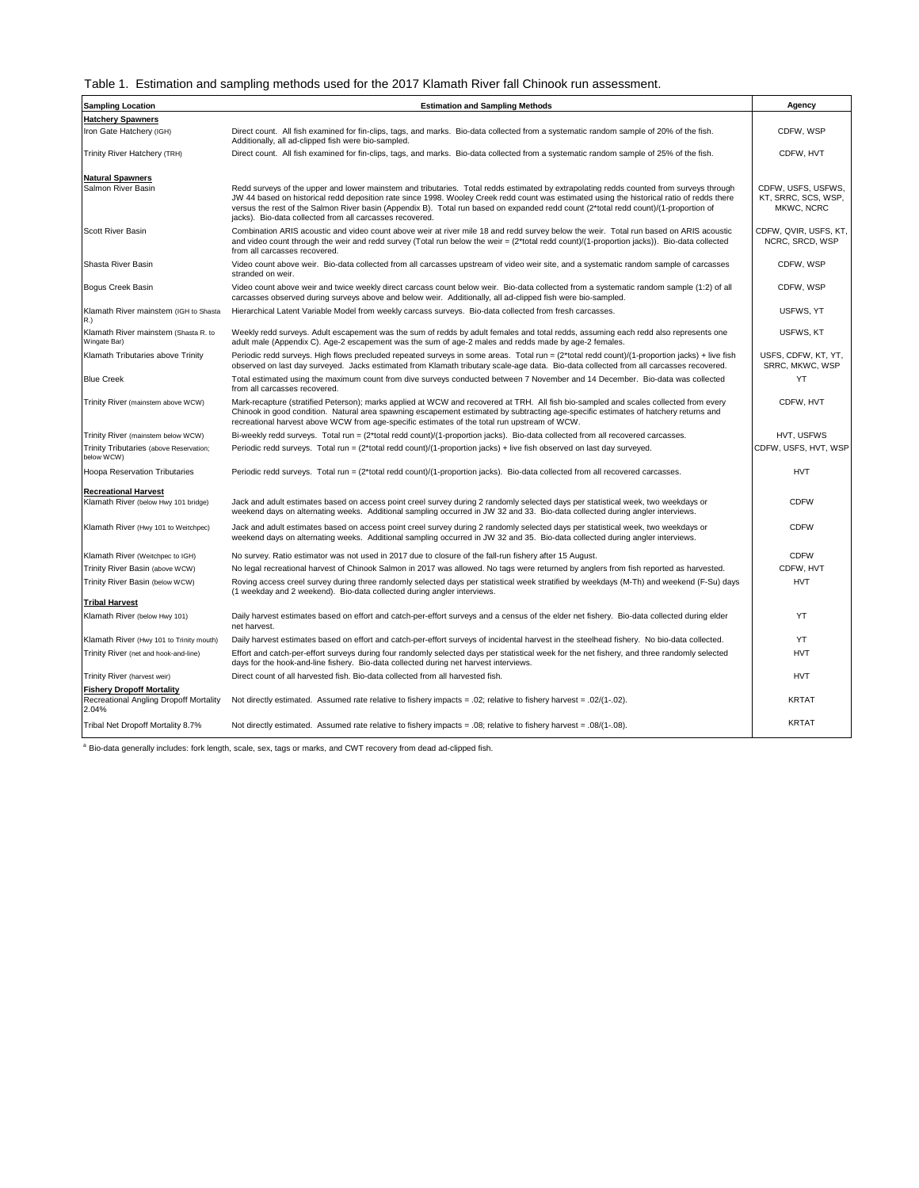Table 1. Estimation and sampling methods used for the 2017 Klamath River fall Chinook run assessment.

| Sampling Location | Estimation and Sampling Methods | Agency |
|---|---|---|
| **Hatchery Spawners** | | |
| Iron Gate Hatchery (IGH) | Direct count. All fish examined for fin-clips, tags, and marks. Bio-data collected from a systematic random sample of 20% of the fish. Additionally, all ad-clipped fish were bio-sampled. | CDFW, WSP |
| Trinity River Hatchery (TRH) | Direct count. All fish examined for fin-clips, tags, and marks. Bio-data collected from a systematic random sample of 25% of the fish. | CDFW, HVT |
| **Natural Spawners** | | |
| Salmon River Basin | Redd surveys of the upper and lower mainstem and tributaries. Total redds estimated by extrapolating redds counted from surveys through JW 44 based on historical redd deposition rate since 1998. Wooley Creek redd count was estimated using the historical ratio of redds there versus the rest of the Salmon River basin (Appendix B). Total run based on expanded redd count (2*total redd count)/(1-proportion of jacks). Bio-data collected from all carcasses recovered. | CDFW, USFS, USFWS, KT, SRRC, SCS, WSP, MKWC, NCRC |
| Scott River Basin | Combination ARIS acoustic and video count above weir at river mile 18 and redd survey below the weir. Total run based on ARIS acoustic and video count through the weir and redd survey (Total run below the weir = (2*total redd count)/(1-proportion jacks)). Bio-data collected from all carcasses recovered. | CDFW, QVIR, USFS, KT, NCRC, SRCD, WSP |
| Shasta River Basin | Video count above weir. Bio-data collected from all carcasses upstream of video weir site, and a systematic random sample of carcasses stranded on weir. | CDFW, WSP |
| Bogus Creek Basin | Video count above weir and twice weekly direct carcass count below weir. Bio-data collected from a systematic random sample (1:2) of all carcasses observed during surveys above and below weir. Additionally, all ad-clipped fish were bio-sampled. | CDFW, WSP |
| Klamath River mainstem (IGH to Shasta R.) | Hierarchical Latent Variable Model from weekly carcass surveys. Bio-data collected from fresh carcasses. | USFWS, YT |
| Klamath River mainstem (Shasta R. to Wingate Bar) | Weekly redd surveys. Adult escapement was the sum of redds by adult females and total redds, assuming each redd also represents one adult male (Appendix C). Age-2 escapement was the sum of age-2 males and redds made by age-2 females. | USFWS, KT |
| Klamath Tributaries above Trinity | Periodic redd surveys. High flows precluded repeated surveys in some areas. Total run = (2*total redd count)/(1-proportion jacks) + live fish observed on last day surveyed. Jacks estimated from Klamath tributary scale-age data. Bio-data collected from all carcasses recovered. | USFS, CDFW, KT, YT, SRRC, MKWC, WSP |
| Blue Creek | Total estimated using the maximum count from five dive surveys conducted between 7 November and 14 December. Bio-data was collected from all carcasses recovered. | YT |
| Trinity River (mainstem above WCW) | Mark-recapture (stratified Peterson); marks applied at WCW and recovered at TRH. All fish bio-sampled and scales collected from every Chinook in good condition. Natural area spawning escapement estimated by subtracting age-specific estimates of hatchery returns and recreational harvest above WCW from age-specific estimates of the total run upstream of WCW. | CDFW, HVT |
| Trinity River (mainstem below WCW) | Bi-weekly redd surveys. Total run = (2*total redd count)/(1-proportion jacks). Bio-data collected from all recovered carcasses. | HVT, USFWS |
| Trinity Tributaries (above Reservation; below WCW) | Periodic redd surveys. Total run = (2*total redd count)/(1-proportion jacks) + live fish observed on last day surveyed. | CDFW, USFS, HVT, WSP |
| Hoopa Reservation Tributaries | Periodic redd surveys. Total run = (2*total redd count)/(1-proportion jacks). Bio-data collected from all recovered carcasses. | HVT |
| **Recreational Harvest** | | |
| Klamath River (below Hwy 101 bridge) | Jack and adult estimates based on access point creel survey during 2 randomly selected days per statistical week, two weekdays or weekend days on alternating weeks. Additional sampling occurred in JW 32 and 33. Bio-data collected during angler interviews. | CDFW |
| Klamath River (Hwy 101 to Weitchpec) | Jack and adult estimates based on access point creel survey during 2 randomly selected days per statistical week, two weekdays or weekend days on alternating weeks. Additional sampling occurred in JW 32 and 35. Bio-data collected during angler interviews. | CDFW |
| Klamath River (Weitchpec to IGH) | No survey. Ratio estimator was not used in 2017 due to closure of the fall-run fishery after 15 August. | CDFW |
| Trinity River Basin (above WCW) | No legal recreational harvest of Chinook Salmon in 2017 was allowed. No tags were returned by anglers from fish reported as harvested. | CDFW, HVT |
| Trinity River Basin (below WCW) | Roving access creel survey during three randomly selected days per statistical week stratified by weekdays (M-Th) and weekend (F-Su) days (1 weekday and 2 weekend). Bio-data collected during angler interviews. | HVT |
| **Tribal Harvest** | | |
| Klamath River (below Hwy 101) | Daily harvest estimates based on effort and catch-per-effort surveys and a census of the elder net fishery. Bio-data collected during elder net harvest. | YT |
| Klamath River (Hwy 101 to Trinity mouth) | Daily harvest estimates based on effort and catch-per-effort surveys of incidental harvest in the steelhead fishery. No bio-data collected. | YT |
| Trinity River (net and hook-and-line) | Effort and catch-per-effort surveys during four randomly selected days per statistical week for the net fishery, and three randomly selected days for the hook-and-line fishery. Bio-data collected during net harvest interviews. | HVT |
| Trinity River (harvest weir) | Direct count of all harvested fish. Bio-data collected from all harvested fish. | HVT |
| **Fishery Dropoff Mortality** | | |
| Recreational Angling Dropoff Mortality 2.04% | Not directly estimated. Assumed rate relative to fishery impacts = .02; relative to fishery harvest = .02/(1-.02). | KRTAT |
| Tribal Net Dropoff Mortality 8.7% | Not directly estimated. Assumed rate relative to fishery impacts = .08; relative to fishery harvest = .08/(1-.08). | KRTAT |

[a] Bio-data generally includes: fork length, scale, sex, tags or marks, and CWT recovery from dead ad-clipped fish.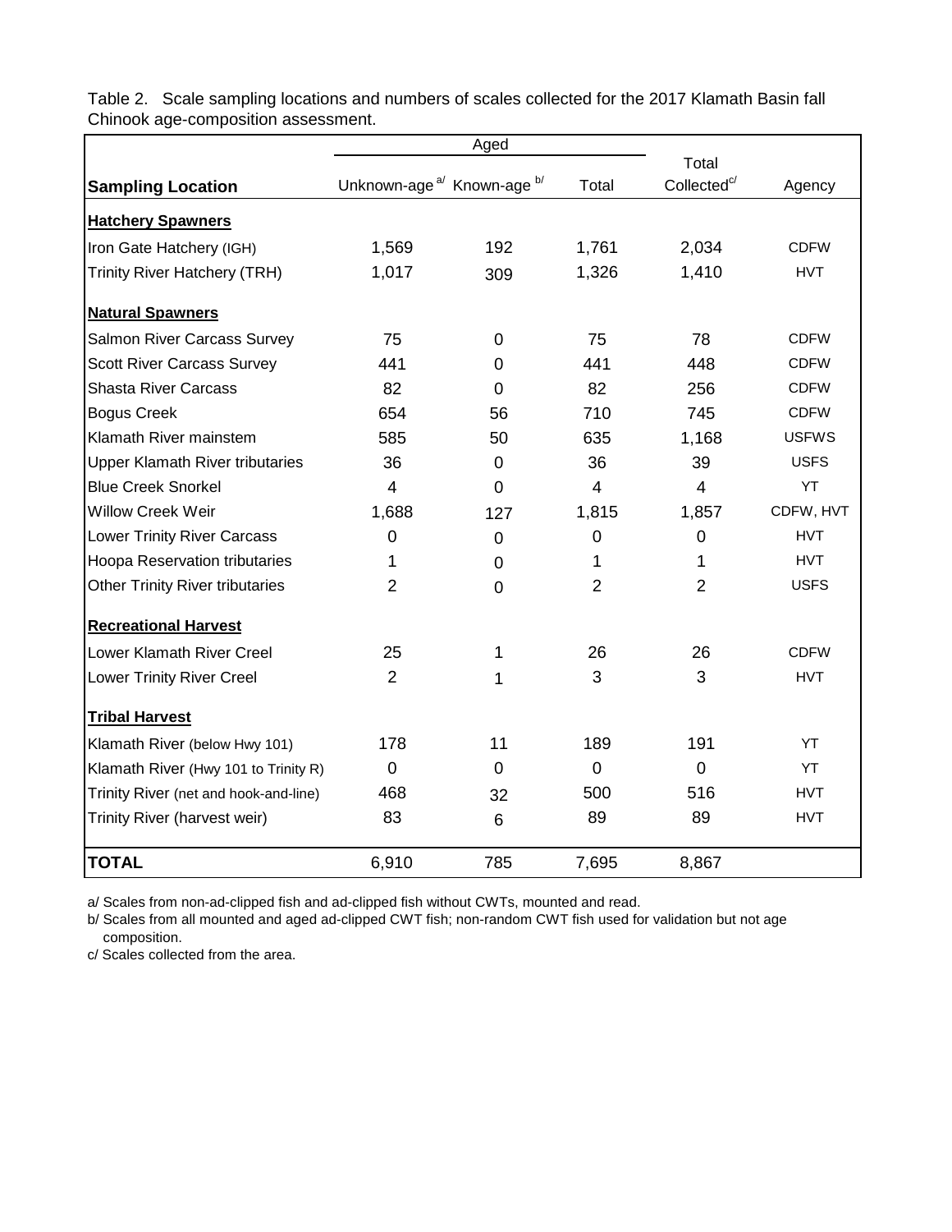Table 2. Scale sampling locations and numbers of scales collected for the 2017 Klamath Basin fall Chinook age-composition assessment.

| Sampling Location | Aged | | | Total Collected[c/] | Agency |
|---|---|---|---|---|---|
| | Unknown-age[a/] | Known-age[b/] | Total | | |
| **Hatchery Spawners** | | | | | |
| Iron Gate Hatchery (IGH) | 1,569 | 192 | 1,761 | 2,034 | CDFW |
| Trinity River Hatchery (TRH) | 1,017 | 309 | 1,326 | 1,410 | HVT |
| **Natural Spawners** | | | | | |
| Salmon River Carcass Survey | 75 | 0 | 75 | 78 | CDFW |
| Scott River Carcass Survey | 441 | 0 | 441 | 448 | CDFW |
| Shasta River Carcass | 82 | 0 | 82 | 256 | CDFW |
| Bogus Creek | 654 | 56 | 710 | 745 | CDFW |
| Klamath River mainstem | 585 | 50 | 635 | 1,168 | USFWS |
| Upper Klamath River tributaries | 36 | 0 | 36 | 39 | USFS |
| Blue Creek Snorkel | 4 | 0 | 4 | 4 | YT |
| Willow Creek Weir | 1,688 | 127 | 1,815 | 1,857 | CDFW, HVT |
| Lower Trinity River Carcass | 0 | 0 | 0 | 0 | HVT |
| Hoopa Reservation tributaries | 1 | 0 | 1 | 1 | HVT |
| Other Trinity River tributaries | 2 | 0 | 2 | 2 | USFS |
| **Recreational Harvest** | | | | | |
| Lower Klamath River Creel | 25 | 1 | 26 | 26 | CDFW |
| Lower Trinity River Creel | 2 | 1 | 3 | 3 | HVT |
| **Tribal Harvest** | | | | | |
| Klamath River (below Hwy 101) | 178 | 11 | 189 | 191 | YT |
| Klamath River (Hwy 101 to Trinity R) | 0 | 0 | 0 | 0 | YT |
| Trinity River (net and hook-and-line) | 468 | 32 | 500 | 516 | HVT |
| Trinity River (harvest weir) | 83 | 6 | 89 | 89 | HVT |
| **TOTAL** | 6,910 | 785 | 7,695 | 8,867 | |

a/ Scales from non-ad-clipped fish and ad-clipped fish without CWTs, mounted and read.

b/ Scales from all mounted and aged ad-clipped CWT fish; non-random CWT fish used for validation but not age composition.

c/ Scales collected from the area.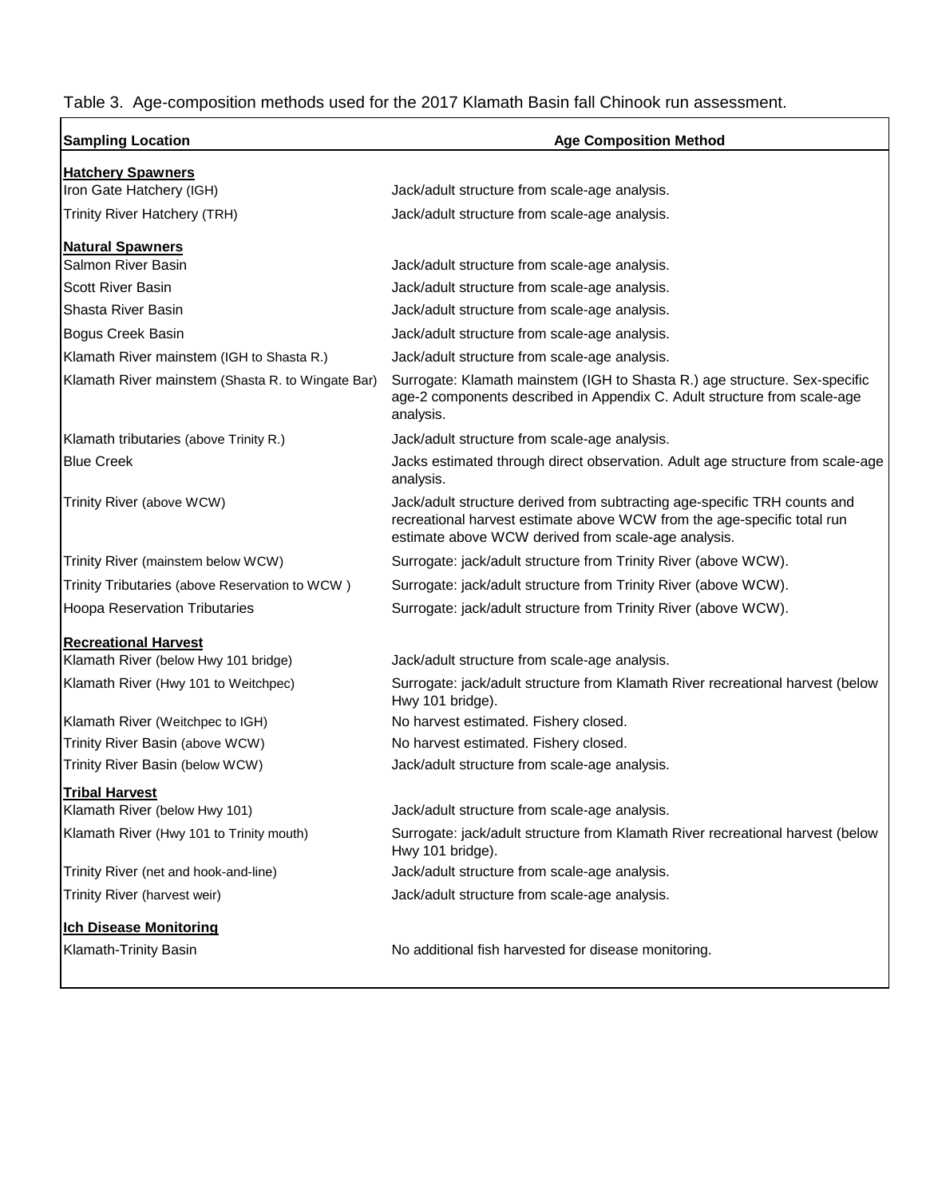Table 3. Age-composition methods used for the 2017 Klamath Basin fall Chinook run assessment.

| Sampling Location | Age Composition Method |
| --- | --- |
| **Hatchery Spawners** | |
| Iron Gate Hatchery (IGH) | Jack/adult structure from scale-age analysis. |
| Trinity River Hatchery (TRH) | Jack/adult structure from scale-age analysis. |
| **Natural Spawners** | |
| Salmon River Basin | Jack/adult structure from scale-age analysis. |
| Scott River Basin | Jack/adult structure from scale-age analysis. |
| Shasta River Basin | Jack/adult structure from scale-age analysis. |
| Bogus Creek Basin | Jack/adult structure from scale-age analysis. |
| Klamath River mainstem (IGH to Shasta R.) | Jack/adult structure from scale-age analysis. |
| Klamath River mainstem (Shasta R. to Wingate Bar) | Surrogate: Klamath mainstem (IGH to Shasta R.) age structure. Sex-specific age-2 components described in Appendix C. Adult structure from scale-age analysis. |
| Klamath tributaries (above Trinity R.) | Jack/adult structure from scale-age analysis. |
| Blue Creek | Jacks estimated through direct observation. Adult age structure from scale-age analysis. |
| Trinity River (above WCW) | Jack/adult structure derived from subtracting age-specific TRH counts and recreational harvest estimate above WCW from the age-specific total run estimate above WCW derived from scale-age analysis. |
| Trinity River (mainstem below WCW) | Surrogate: jack/adult structure from Trinity River (above WCW). |
| Trinity Tributaries (above Reservation to WCW ) | Surrogate: jack/adult structure from Trinity River (above WCW). |
| Hoopa Reservation Tributaries | Surrogate: jack/adult structure from Trinity River (above WCW). |
| **Recreational Harvest** | |
| Klamath River (below Hwy 101 bridge) | Jack/adult structure from scale-age analysis. |
| Klamath River (Hwy 101 to Weitchpec) | Surrogate: jack/adult structure from Klamath River recreational harvest (below Hwy 101 bridge). |
| Klamath River (Weitchpec to IGH) | No harvest estimated. Fishery closed. |
| Trinity River Basin (above WCW) | No harvest estimated. Fishery closed. |
| Trinity River Basin (below WCW) | Jack/adult structure from scale-age analysis. |
| **Tribal Harvest** | |
| Klamath River (below Hwy 101) | Jack/adult structure from scale-age analysis. |
| Klamath River (Hwy 101 to Trinity mouth) | Surrogate: jack/adult structure from Klamath River recreational harvest (below Hwy 101 bridge). |
| Trinity River (net and hook-and-line) | Jack/adult structure from scale-age analysis. |
| Trinity River (harvest weir) | Jack/adult structure from scale-age analysis. |
| **Ich Disease Monitoring** | |
| Klamath-Trinity Basin | No additional fish harvested for disease monitoring. |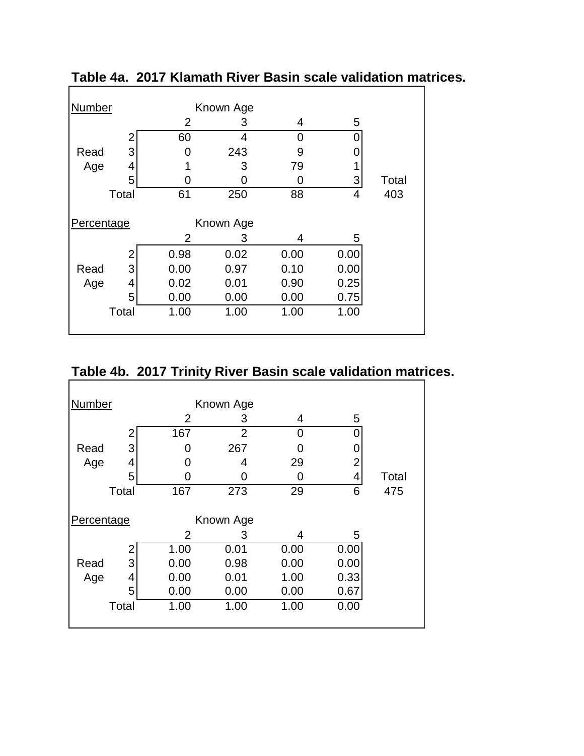**Table 4a. 2017 Klamath River Basin scale validation matrices.**

| Number | | Known Age | | | | |
|---|---|---|---|---|---|---|
| | | 2 | 3 | 4 | 5 | |
| | 2 | 60 | 4 | 0 | 0 | |
| Read | 3 | 0 | 243 | 9 | 0 | |
| Age | 4 | 1 | 3 | 79 | 1 | |
| | 5 | 0 | 0 | 0 | 3 | Total |
| | Total | 61 | 250 | 88 | 4 | 403 |

| Percentage | | Known Age | | | |
|---|---|---|---|---|---|
| | | 2 | 3 | 4 | 5 |
| | 2 | 0.98 | 0.02 | 0.00 | 0.00 |
| Read | 3 | 0.00 | 0.97 | 0.10 | 0.00 |
| Age | 4 | 0.02 | 0.01 | 0.90 | 0.25 |
| | 5 | 0.00 | 0.00 | 0.00 | 0.75 |
| | Total | 1.00 | 1.00 | 1.00 | 1.00 |

**Table 4b. 2017 Trinity River Basin scale validation matrices.**

| Number | | Known Age | | | | |
|---|---|---|---|---|---|---|
| | | 2 | 3 | 4 | 5 | |
| | 2 | 167 | 2 | 0 | 0 | |
| Read | 3 | 0 | 267 | 0 | 0 | |
| Age | 4 | 0 | 4 | 29 | 2 | |
| | 5 | 0 | 0 | 0 | 4 | Total |
| | Total | 167 | 273 | 29 | 6 | 475 |

| Percentage | | Known Age | | | |
|---|---|---|---|---|---|
| | | 2 | 3 | 4 | 5 |
| | 2 | 1.00 | 0.01 | 0.00 | 0.00 |
| Read | 3 | 0.00 | 0.98 | 0.00 | 0.00 |
| Age | 4 | 0.00 | 0.01 | 1.00 | 0.33 |
| | 5 | 0.00 | 0.00 | 0.00 | 0.67 |
| | Total | 1.00 | 1.00 | 1.00 | 0.00 |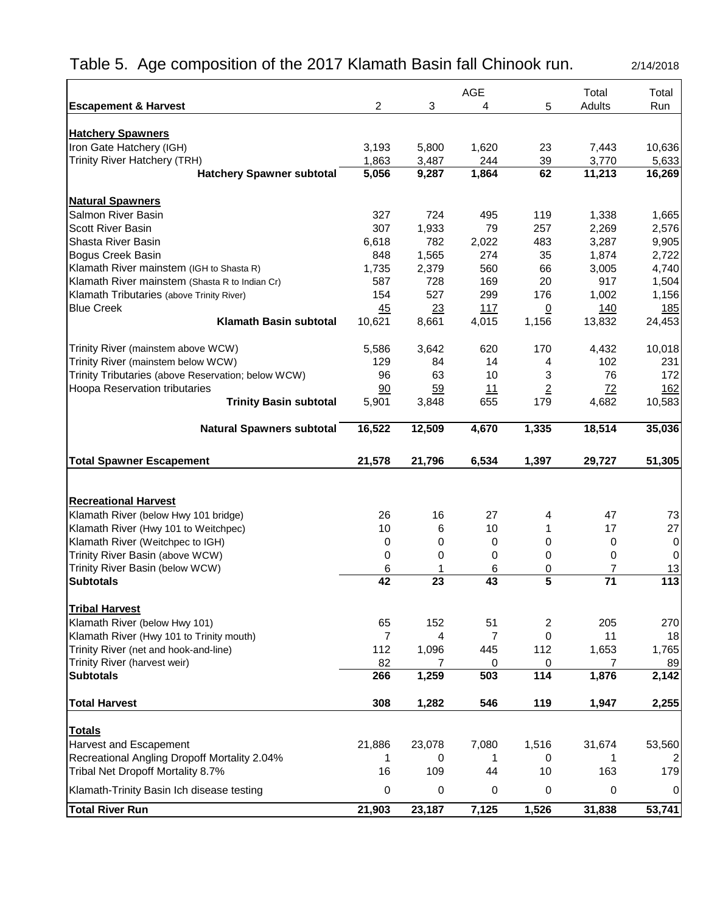# Table 5. Age composition of the 2017 Klamath Basin fall Chinook run.

2/14/2018

| Escapement & Harvest | AGE 2 | 3 | 4 | 5 | Total Adults | Total Run |
|---|---|---|---|---|---|---|
| **Hatchery Spawners** | | | | | | |
| Iron Gate Hatchery (IGH) | 3,193 | 5,800 | 1,620 | 23 | 7,443 | 10,636 |
| Trinity River Hatchery (TRH) | 1,863 | 3,487 | 244 | 39 | 3,770 | 5,633 |
| **Hatchery Spawner subtotal** | **5,056** | **9,287** | **1,864** | **62** | **11,213** | **16,269** |
| **Natural Spawners** | | | | | | |
| Salmon River Basin | 327 | 724 | 495 | 119 | 1,338 | 1,665 |
| Scott River Basin | 307 | 1,933 | 79 | 257 | 2,269 | 2,576 |
| Shasta River Basin | 6,618 | 782 | 2,022 | 483 | 3,287 | 9,905 |
| Bogus Creek Basin | 848 | 1,565 | 274 | 35 | 1,874 | 2,722 |
| Klamath River mainstem (IGH to Shasta R) | 1,735 | 2,379 | 560 | 66 | 3,005 | 4,740 |
| Klamath River mainstem (Shasta R to Indian Cr) | 587 | 728 | 169 | 20 | 917 | 1,504 |
| Klamath Tributaries (above Trinity River) | 154 | 527 | 299 | 176 | 1,002 | 1,156 |
| Blue Creek | 45 | 23 | 117 | 0 | 140 | 185 |
| **Klamath Basin subtotal** | 10,621 | 8,661 | 4,015 | 1,156 | 13,832 | 24,453 |
| Trinity River (mainstem above WCW) | 5,586 | 3,642 | 620 | 170 | 4,432 | 10,018 |
| Trinity River (mainstem below WCW) | 129 | 84 | 14 | 4 | 102 | 231 |
| Trinity Tributaries (above Reservation; below WCW) | 96 | 63 | 10 | 3 | 76 | 172 |
| Hoopa Reservation tributaries | 90 | 59 | 11 | 2 | 72 | 162 |
| **Trinity Basin subtotal** | 5,901 | 3,848 | 655 | 179 | 4,682 | 10,583 |
| **Natural Spawners subtotal** | **16,522** | **12,509** | **4,670** | **1,335** | **18,514** | **35,036** |
| **Total Spawner Escapement** | **21,578** | **21,796** | **6,534** | **1,397** | **29,727** | **51,305** |
| **Recreational Harvest** | | | | | | |
| Klamath River (below Hwy 101 bridge) | 26 | 16 | 27 | 4 | 47 | 73 |
| Klamath River (Hwy 101 to Weitchpec) | 10 | 6 | 10 | 1 | 17 | 27 |
| Klamath River (Weitchpec to IGH) | 0 | 0 | 0 | 0 | 0 | 0 |
| Trinity River Basin (above WCW) | 0 | 0 | 0 | 0 | 0 | 0 |
| Trinity River Basin (below WCW) | 6 | 1 | 6 | 0 | 7 | 13 |
| **Subtotals** | **42** | **23** | **43** | **5** | **71** | **113** |
| **Tribal Harvest** | | | | | | |
| Klamath River (below Hwy 101) | 65 | 152 | 51 | 2 | 205 | 270 |
| Klamath River (Hwy 101 to Trinity mouth) | 7 | 4 | 7 | 0 | 11 | 18 |
| Trinity River (net and hook-and-line) | 112 | 1,096 | 445 | 112 | 1,653 | 1,765 |
| Trinity River (harvest weir) | 82 | 7 | 0 | 0 | 7 | 89 |
| **Subtotals** | **266** | **1,259** | **503** | **114** | **1,876** | **2,142** |
| **Total Harvest** | **308** | **1,282** | **546** | **119** | **1,947** | **2,255** |
| **Totals** | | | | | | |
| Harvest and Escapement | 21,886 | 23,078 | 7,080 | 1,516 | 31,674 | 53,560 |
| Recreational Angling Dropoff Mortality 2.04% | 1 | 0 | 1 | 0 | 1 | 2 |
| Tribal Net Dropoff Mortality 8.7% | 16 | 109 | 44 | 10 | 163 | 179 |
| Klamath-Trinity Basin Ich disease testing | 0 | 0 | 0 | 0 | 0 | 0 |
| **Total River Run** | **21,903** | **23,187** | **7,125** | **1,526** | **31,838** | **53,741** |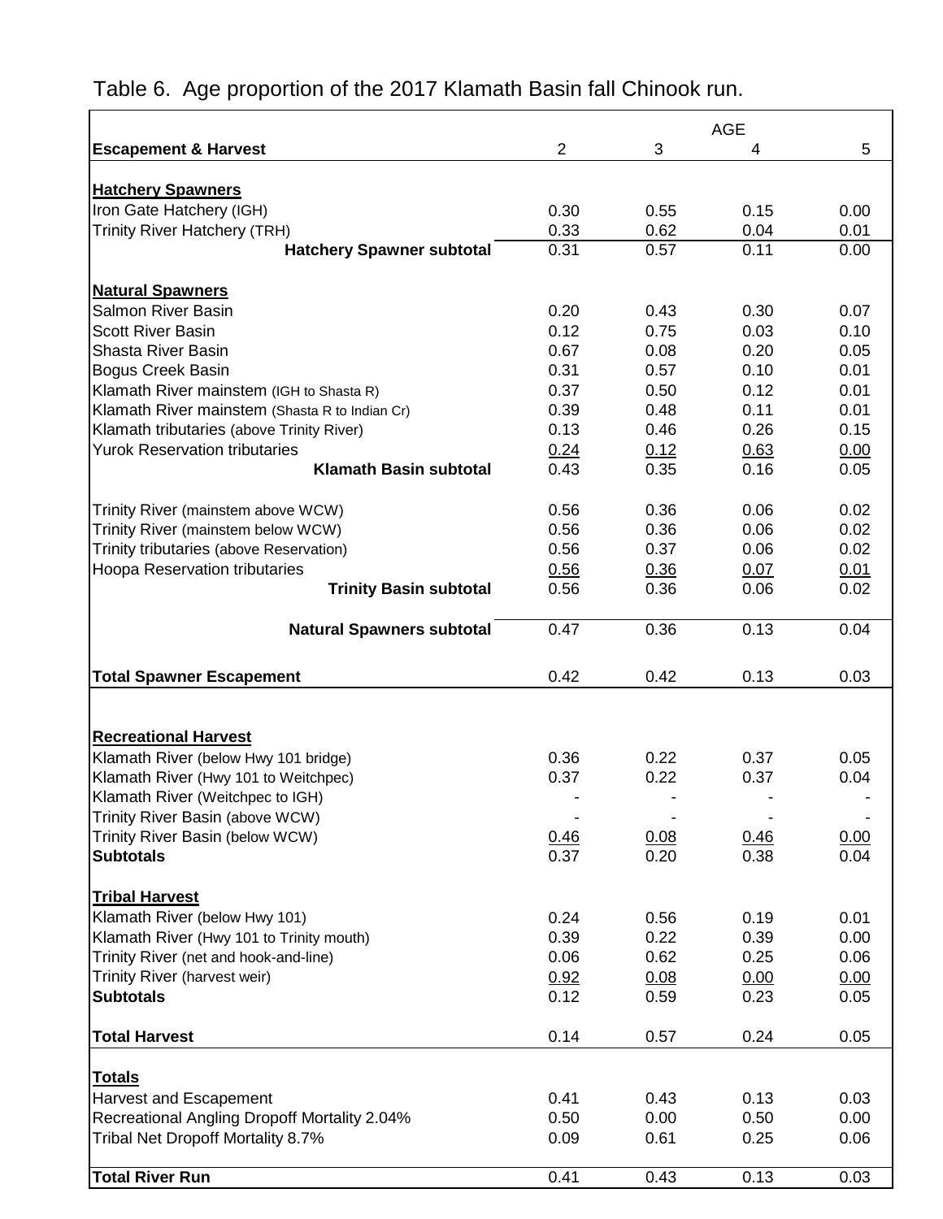Table 6. Age proportion of the 2017 Klamath Basin fall Chinook run.

| Escapement & Harvest | AGE 2 | 3 | 4 | 5 |
|---|---|---|---|---|
| **Hatchery Spawners** | | | | |
| Iron Gate Hatchery (IGH) | 0.30 | 0.55 | 0.15 | 0.00 |
| Trinity River Hatchery (TRH) | 0.33 | 0.62 | 0.04 | 0.01 |
| **Hatchery Spawner subtotal** | 0.31 | 0.57 | 0.11 | 0.00 |
| **Natural Spawners** | | | | |
| Salmon River Basin | 0.20 | 0.43 | 0.30 | 0.07 |
| Scott River Basin | 0.12 | 0.75 | 0.03 | 0.10 |
| Shasta River Basin | 0.67 | 0.08 | 0.20 | 0.05 |
| Bogus Creek Basin | 0.31 | 0.57 | 0.10 | 0.01 |
| Klamath River mainstem (IGH to Shasta R) | 0.37 | 0.50 | 0.12 | 0.01 |
| Klamath River mainstem (Shasta R to Indian Cr) | 0.39 | 0.48 | 0.11 | 0.01 |
| Klamath tributaries (above Trinity River) | 0.13 | 0.46 | 0.26 | 0.15 |
| Yurok Reservation tributaries | 0.24 | 0.12 | 0.63 | 0.00 |
| **Klamath Basin subtotal** | 0.43 | 0.35 | 0.16 | 0.05 |
| Trinity River (mainstem above WCW) | 0.56 | 0.36 | 0.06 | 0.02 |
| Trinity River (mainstem below WCW) | 0.56 | 0.36 | 0.06 | 0.02 |
| Trinity tributaries (above Reservation) | 0.56 | 0.37 | 0.06 | 0.02 |
| Hoopa Reservation tributaries | 0.56 | 0.36 | 0.07 | 0.01 |
| **Trinity Basin subtotal** | 0.56 | 0.36 | 0.06 | 0.02 |
| **Natural Spawners subtotal** | 0.47 | 0.36 | 0.13 | 0.04 |
| **Total Spawner Escapement** | 0.42 | 0.42 | 0.13 | 0.03 |
| **Recreational Harvest** | | | | |
| Klamath River (below Hwy 101 bridge) | 0.36 | 0.22 | 0.37 | 0.05 |
| Klamath River (Hwy 101 to Weitchpec) | 0.37 | 0.22 | 0.37 | 0.04 |
| Klamath River (Weitchpec to IGH) | - | - | - | - |
| Trinity River Basin (above WCW) | - | - | - | - |
| Trinity River Basin (below WCW) | 0.46 | 0.08 | 0.46 | 0.00 |
| **Subtotals** | 0.37 | 0.20 | 0.38 | 0.04 |
| **Tribal Harvest** | | | | |
| Klamath River (below Hwy 101) | 0.24 | 0.56 | 0.19 | 0.01 |
| Klamath River (Hwy 101 to Trinity mouth) | 0.39 | 0.22 | 0.39 | 0.00 |
| Trinity River (net and hook-and-line) | 0.06 | 0.62 | 0.25 | 0.06 |
| Trinity River (harvest weir) | 0.92 | 0.08 | 0.00 | 0.00 |
| **Subtotals** | 0.12 | 0.59 | 0.23 | 0.05 |
| **Total Harvest** | 0.14 | 0.57 | 0.24 | 0.05 |
| **Totals** | | | | |
| Harvest and Escapement | 0.41 | 0.43 | 0.13 | 0.03 |
| Recreational Angling Dropoff Mortality 2.04% | 0.50 | 0.00 | 0.50 | 0.00 |
| Tribal Net Dropoff Mortality 8.7% | 0.09 | 0.61 | 0.25 | 0.06 |
| **Total River Run** | 0.41 | 0.43 | 0.13 | 0.03 |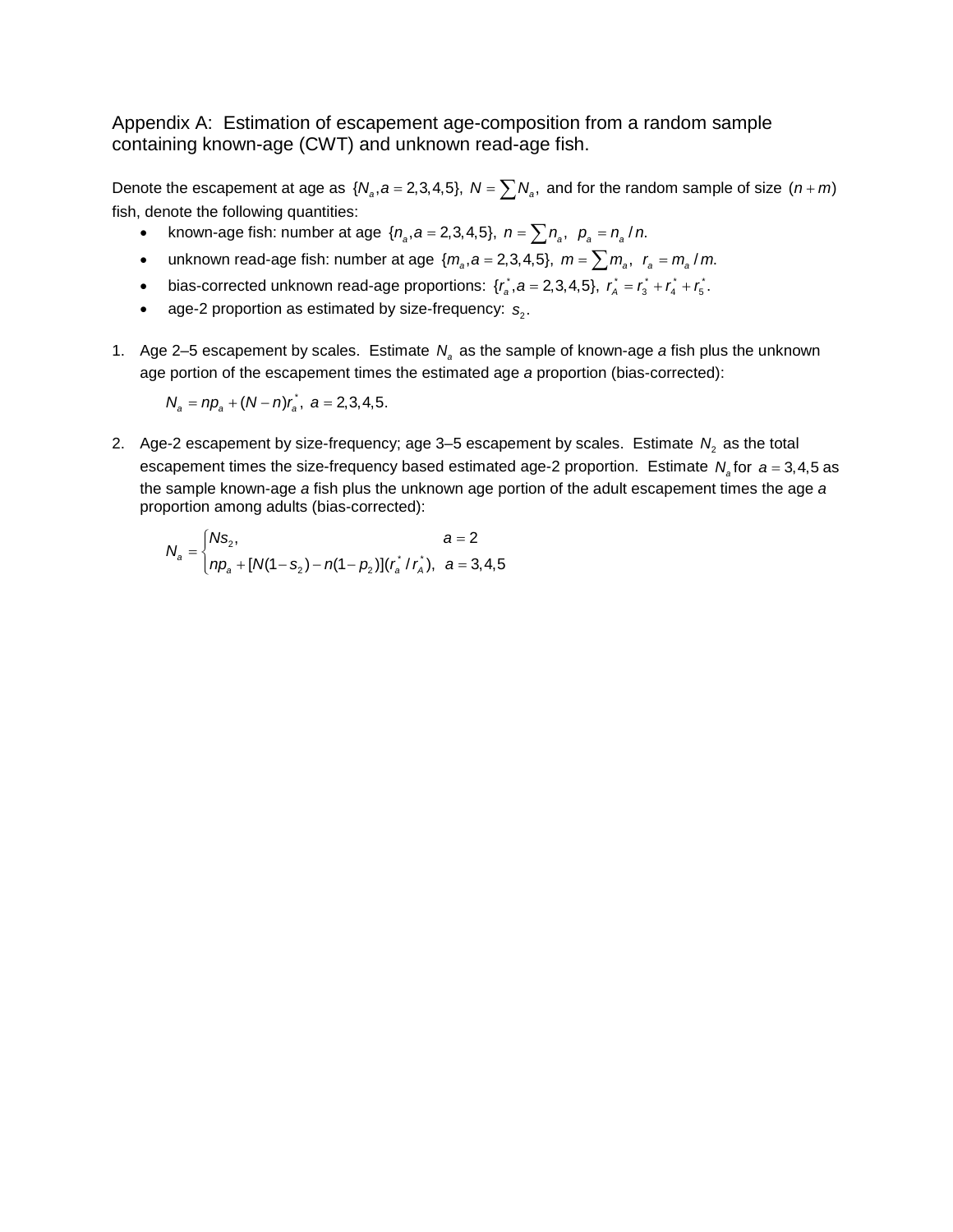# Appendix A: Estimation of escapement age-composition from a random sample containing known-age (CWT) and unknown read-age fish.

Denote the escapement at age as $\{N_a, a = 2,3,4,5\}$, $N = \sum N_a$, and for the random sample of size $(n+m)$ fish, denote the following quantities:

- known-age fish: number at age $\{n_a, a = 2,3,4,5\}$, $n = \sum n_a$, $p_a = n_a / n$.
- unknown read-age fish: number at age $\{m_a, a = 2,3,4,5\}$, $m = \sum m_a$, $r_a = m_a / m$.
- bias-corrected unknown read-age proportions: $\{r_a^*, a = 2,3,4,5\}$, $r_A^* = r_3^* + r_4^* + r_5^*$.
- age-2 proportion as estimated by size-frequency: $s_2$.

1. Age 2–5 escapement by scales. Estimate $N_a$ as the sample of known-age *a* fish plus the unknown age portion of the escapement times the estimated age *a* proportion (bias-corrected):

   $$N_a = np_a + (N - n)r_a^*, \; a = 2,3,4,5.$$

2. Age-2 escapement by size-frequency; age 3–5 escapement by scales. Estimate $N_2$ as the total escapement times the size-frequency based estimated age-2 proportion. Estimate $N_a$ for $a = 3,4,5$ as the sample known-age *a* fish plus the unknown age portion of the adult escapement times the age *a* proportion among adults (bias-corrected):

   $$N_a = \begin{cases} Ns_2, & a = 2 \\ np_a + [N(1 - s_2) - n(1 - p_2)](r_a^* / r_A^*), & a = 3,4,5 \end{cases}$$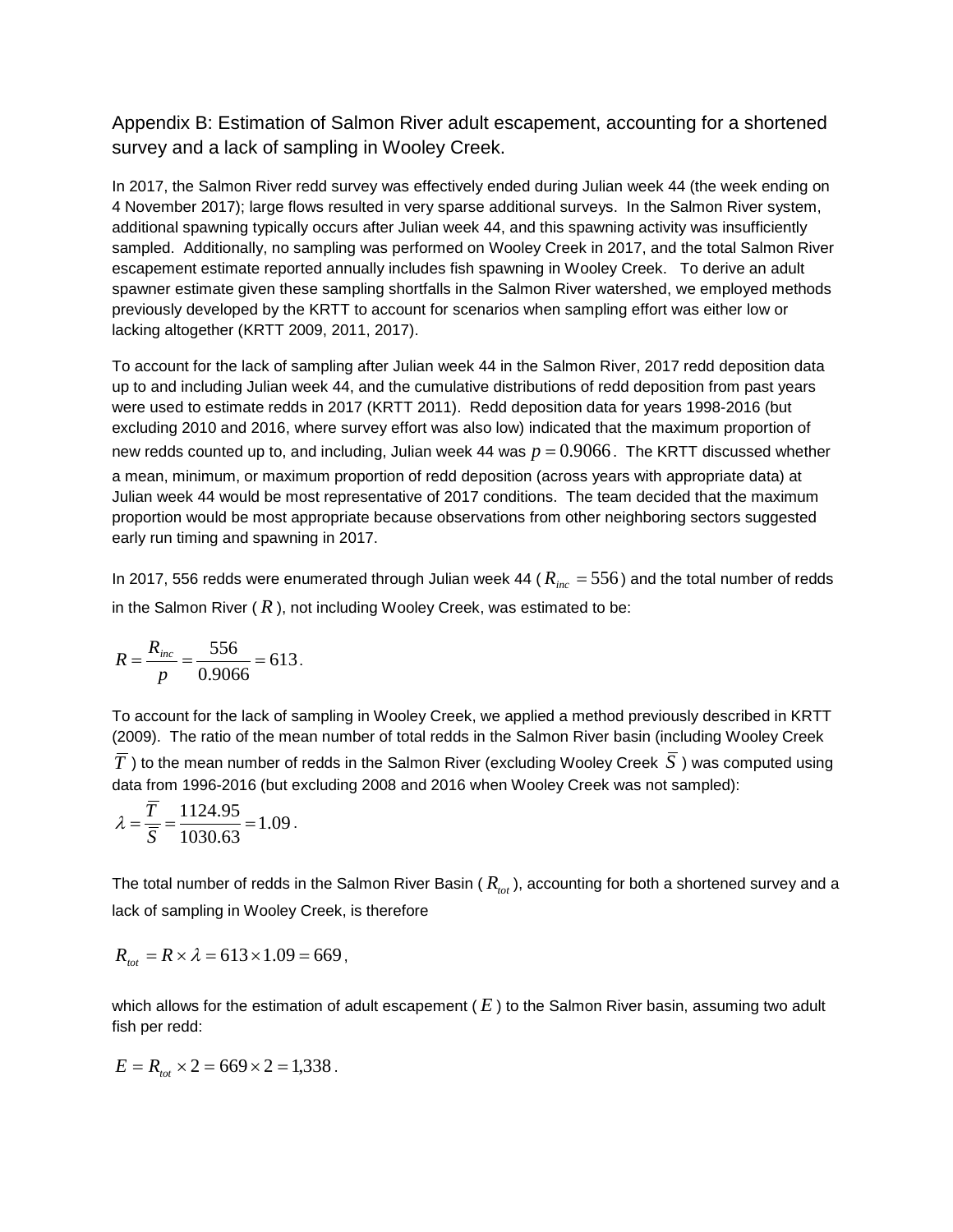## Appendix B: Estimation of Salmon River adult escapement, accounting for a shortened survey and a lack of sampling in Wooley Creek.

In 2017, the Salmon River redd survey was effectively ended during Julian week 44 (the week ending on 4 November 2017); large flows resulted in very sparse additional surveys. In the Salmon River system, additional spawning typically occurs after Julian week 44, and this spawning activity was insufficiently sampled. Additionally, no sampling was performed on Wooley Creek in 2017, and the total Salmon River escapement estimate reported annually includes fish spawning in Wooley Creek. To derive an adult spawner estimate given these sampling shortfalls in the Salmon River watershed, we employed methods previously developed by the KRTT to account for scenarios when sampling effort was either low or lacking altogether (KRTT 2009, 2011, 2017).

To account for the lack of sampling after Julian week 44 in the Salmon River, 2017 redd deposition data up to and including Julian week 44, and the cumulative distributions of redd deposition from past years were used to estimate redds in 2017 (KRTT 2011). Redd deposition data for years 1998-2016 (but excluding 2010 and 2016, where survey effort was also low) indicated that the maximum proportion of new redds counted up to, and including, Julian week 44 was $p = 0.9066$. The KRTT discussed whether a mean, minimum, or maximum proportion of redd deposition (across years with appropriate data) at Julian week 44 would be most representative of 2017 conditions. The team decided that the maximum proportion would be most appropriate because observations from other neighboring sectors suggested early run timing and spawning in 2017.

In 2017, 556 redds were enumerated through Julian week 44 ($R_{inc} = 556$) and the total number of redds in the Salmon River ($R$), not including Wooley Creek, was estimated to be:

$$R = \frac{R_{inc}}{p} = \frac{556}{0.9066} = 613.$$

To account for the lack of sampling in Wooley Creek, we applied a method previously described in KRTT (2009). The ratio of the mean number of total redds in the Salmon River basin (including Wooley Creek $\overline{T}$) to the mean number of redds in the Salmon River (excluding Wooley Creek $\overline{S}$) was computed using data from 1996-2016 (but excluding 2008 and 2016 when Wooley Creek was not sampled):

$$\lambda = \frac{\overline{T}}{\overline{S}} = \frac{1124.95}{1030.63} = 1.09.$$

The total number of redds in the Salmon River Basin ($R_{tot}$), accounting for both a shortened survey and a lack of sampling in Wooley Creek, is therefore

$$R_{tot} = R \times \lambda = 613 \times 1.09 = 669,$$

which allows for the estimation of adult escapement ($E$) to the Salmon River basin, assuming two adult fish per redd:

$$E = R_{tot} \times 2 = 669 \times 2 = 1{,}338.$$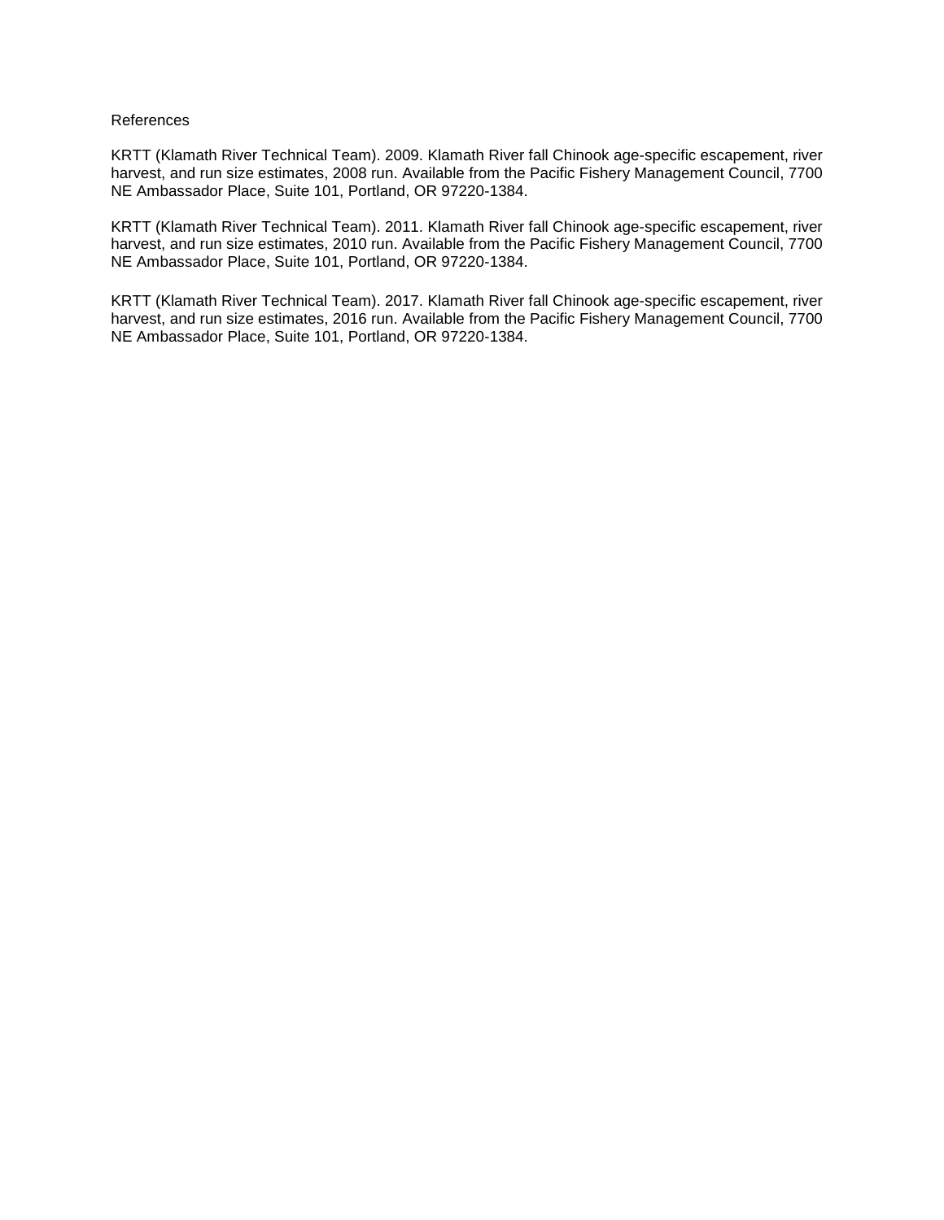References

KRTT (Klamath River Technical Team). 2009. Klamath River fall Chinook age-specific escapement, river harvest, and run size estimates, 2008 run. Available from the Pacific Fishery Management Council, 7700 NE Ambassador Place, Suite 101, Portland, OR 97220-1384.

KRTT (Klamath River Technical Team). 2011. Klamath River fall Chinook age-specific escapement, river harvest, and run size estimates, 2010 run. Available from the Pacific Fishery Management Council, 7700 NE Ambassador Place, Suite 101, Portland, OR 97220-1384.

KRTT (Klamath River Technical Team). 2017. Klamath River fall Chinook age-specific escapement, river harvest, and run size estimates, 2016 run. Available from the Pacific Fishery Management Council, 7700 NE Ambassador Place, Suite 101, Portland, OR 97220-1384.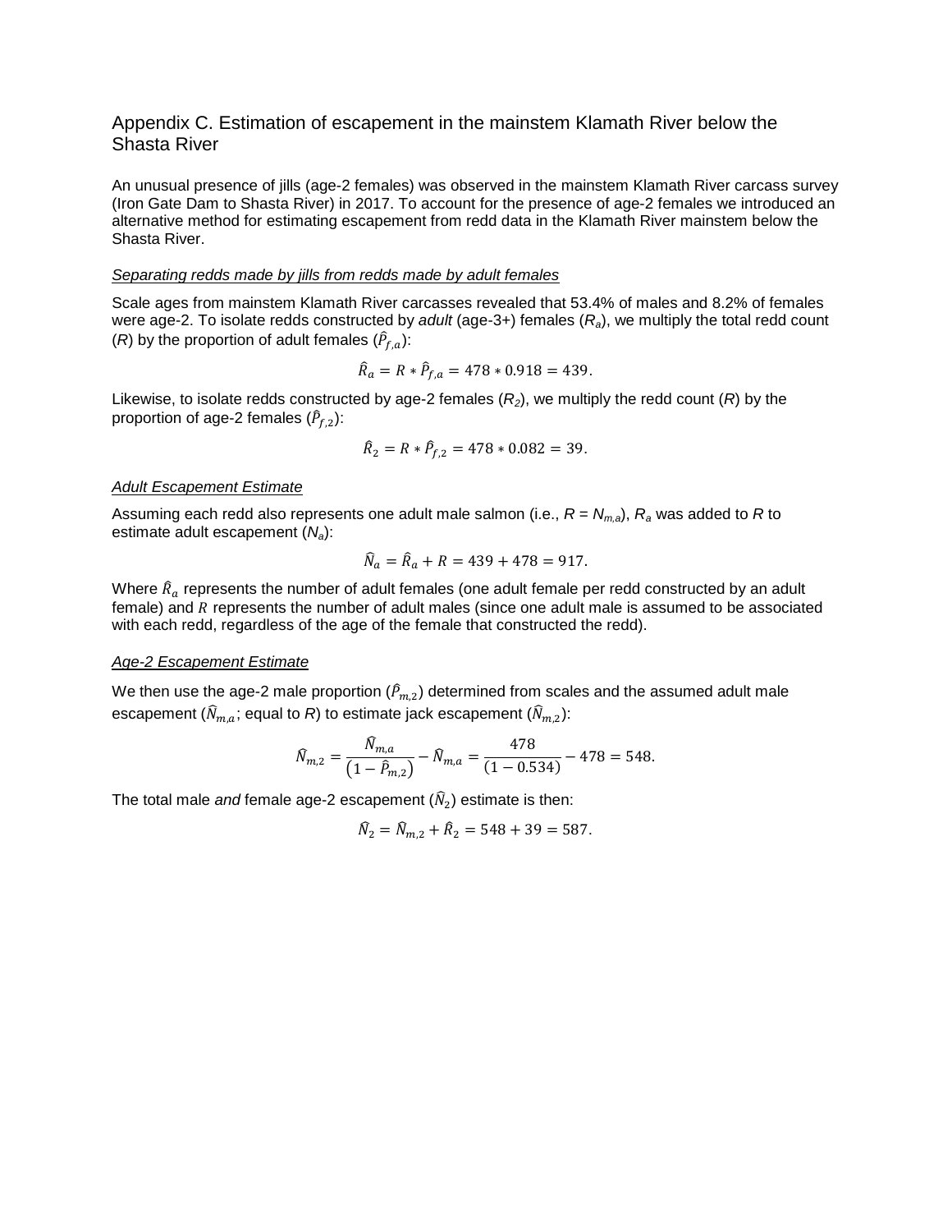## Appendix C. Estimation of escapement in the mainstem Klamath River below the Shasta River

An unusual presence of jills (age-2 females) was observed in the mainstem Klamath River carcass survey (Iron Gate Dam to Shasta River) in 2017. To account for the presence of age-2 females we introduced an alternative method for estimating escapement from redd data in the Klamath River mainstem below the Shasta River.

*Separating redds made by jills from redds made by adult females*

Scale ages from mainstem Klamath River carcasses revealed that 53.4% of males and 8.2% of females were age-2. To isolate redds constructed by *adult* (age-3+) females ($R_a$), we multiply the total redd count ($R$) by the proportion of adult females ($\hat{P}_{f,a}$):

$$\hat{R}_a = R * \hat{P}_{f,a} = 478 * 0.918 = 439.$$

Likewise, to isolate redds constructed by age-2 females ($R_2$), we multiply the redd count ($R$) by the proportion of age-2 females ($\hat{P}_{f,2}$):

$$\hat{R}_2 = R * \hat{P}_{f,2} = 478 * 0.082 = 39.$$

*Adult Escapement Estimate*

Assuming each redd also represents one adult male salmon (i.e., $R = N_{m,a}$), $R_a$ was added to $R$ to estimate adult escapement ($N_a$):

$$\hat{N}_a = \hat{R}_a + R = 439 + 478 = 917.$$

Where $\hat{R}_a$ represents the number of adult females (one adult female per redd constructed by an adult female) and $R$ represents the number of adult males (since one adult male is assumed to be associated with each redd, regardless of the age of the female that constructed the redd).

*Age-2 Escapement Estimate*

We then use the age-2 male proportion ($\hat{P}_{m,2}$) determined from scales and the assumed adult male escapement ($\hat{N}_{m,a}$; equal to $R$) to estimate jack escapement ($\hat{N}_{m,2}$):

$$\hat{N}_{m,2} = \frac{\hat{N}_{m,a}}{\left(1 - \hat{P}_{m,2}\right)} - \hat{N}_{m,a} = \frac{478}{(1 - 0.534)} - 478 = 548.$$

The total male *and* female age-2 escapement ($\hat{N}_2$) estimate is then:

$$\hat{N}_2 = \hat{N}_{m,2} + \hat{R}_2 = 548 + 39 = 587.$$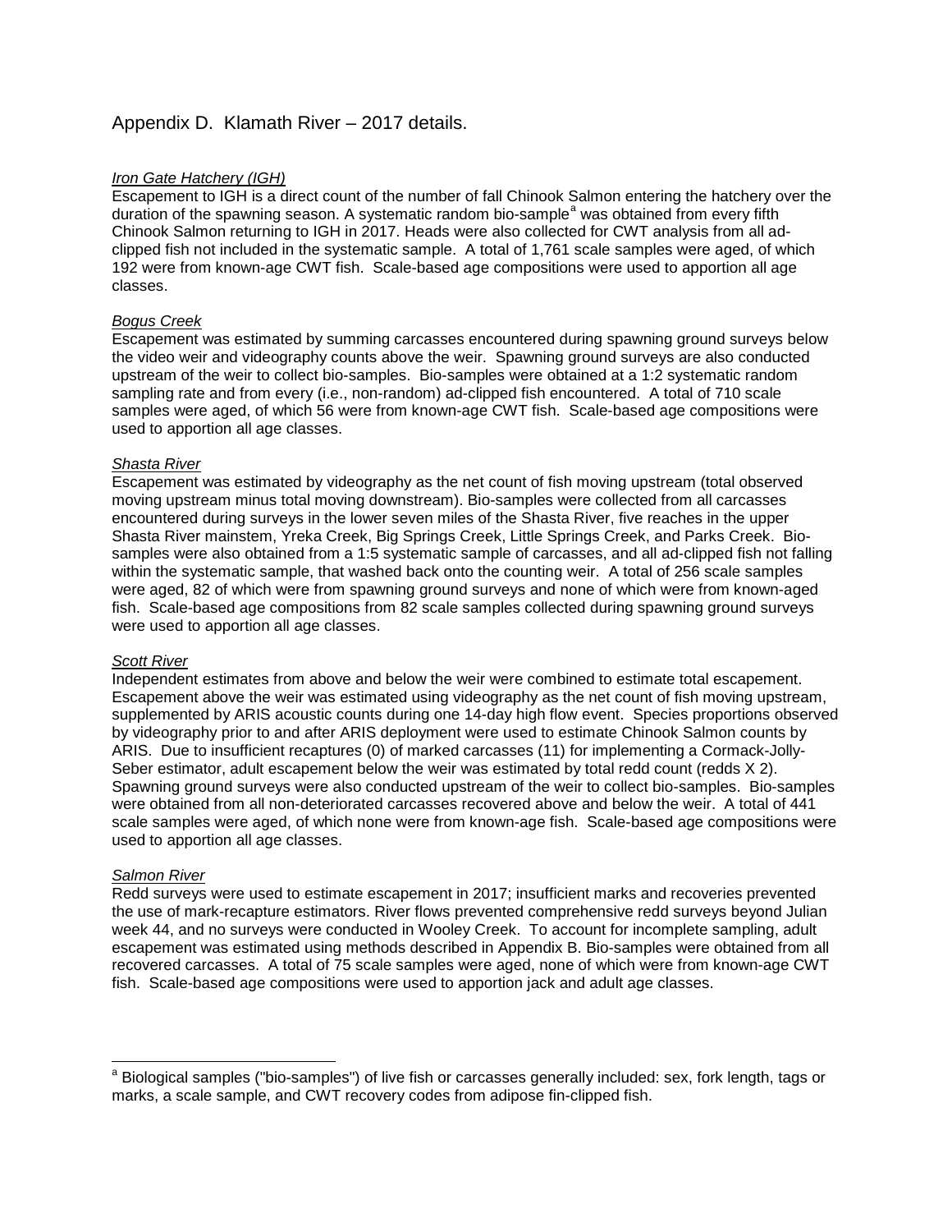# Appendix D. Klamath River – 2017 details.

*Iron Gate Hatchery (IGH)*

Escapement to IGH is a direct count of the number of fall Chinook Salmon entering the hatchery over the duration of the spawning season. A systematic random bio-sample[a] was obtained from every fifth Chinook Salmon returning to IGH in 2017. Heads were also collected for CWT analysis from all ad-clipped fish not included in the systematic sample. A total of 1,761 scale samples were aged, of which 192 were from known-age CWT fish. Scale-based age compositions were used to apportion all age classes.

*Bogus Creek*

Escapement was estimated by summing carcasses encountered during spawning ground surveys below the video weir and videography counts above the weir. Spawning ground surveys are also conducted upstream of the weir to collect bio-samples. Bio-samples were obtained at a 1:2 systematic random sampling rate and from every (i.e., non-random) ad-clipped fish encountered. A total of 710 scale samples were aged, of which 56 were from known-age CWT fish. Scale-based age compositions were used to apportion all age classes.

*Shasta River*

Escapement was estimated by videography as the net count of fish moving upstream (total observed moving upstream minus total moving downstream). Bio-samples were collected from all carcasses encountered during surveys in the lower seven miles of the Shasta River, five reaches in the upper Shasta River mainstem, Yreka Creek, Big Springs Creek, Little Springs Creek, and Parks Creek. Bio-samples were also obtained from a 1:5 systematic sample of carcasses, and all ad-clipped fish not falling within the systematic sample, that washed back onto the counting weir. A total of 256 scale samples were aged, 82 of which were from spawning ground surveys and none of which were from known-aged fish. Scale-based age compositions from 82 scale samples collected during spawning ground surveys were used to apportion all age classes.

*Scott River*

Independent estimates from above and below the weir were combined to estimate total escapement. Escapement above the weir was estimated using videography as the net count of fish moving upstream, supplemented by ARIS acoustic counts during one 14-day high flow event. Species proportions observed by videography prior to and after ARIS deployment were used to estimate Chinook Salmon counts by ARIS. Due to insufficient recaptures (0) of marked carcasses (11) for implementing a Cormack-Jolly-Seber estimator, adult escapement below the weir was estimated by total redd count (redds X 2). Spawning ground surveys were also conducted upstream of the weir to collect bio-samples. Bio-samples were obtained from all non-deteriorated carcasses recovered above and below the weir. A total of 441 scale samples were aged, of which none were from known-age fish. Scale-based age compositions were used to apportion all age classes.

*Salmon River*

Redd surveys were used to estimate escapement in 2017; insufficient marks and recoveries prevented the use of mark-recapture estimators. River flows prevented comprehensive redd surveys beyond Julian week 44, and no surveys were conducted in Wooley Creek. To account for incomplete sampling, adult escapement was estimated using methods described in Appendix B. Bio-samples were obtained from all recovered carcasses. A total of 75 scale samples were aged, none of which were from known-age CWT fish. Scale-based age compositions were used to apportion jack and adult age classes.

---

[a] Biological samples ("bio-samples") of live fish or carcasses generally included: sex, fork length, tags or marks, a scale sample, and CWT recovery codes from adipose fin-clipped fish.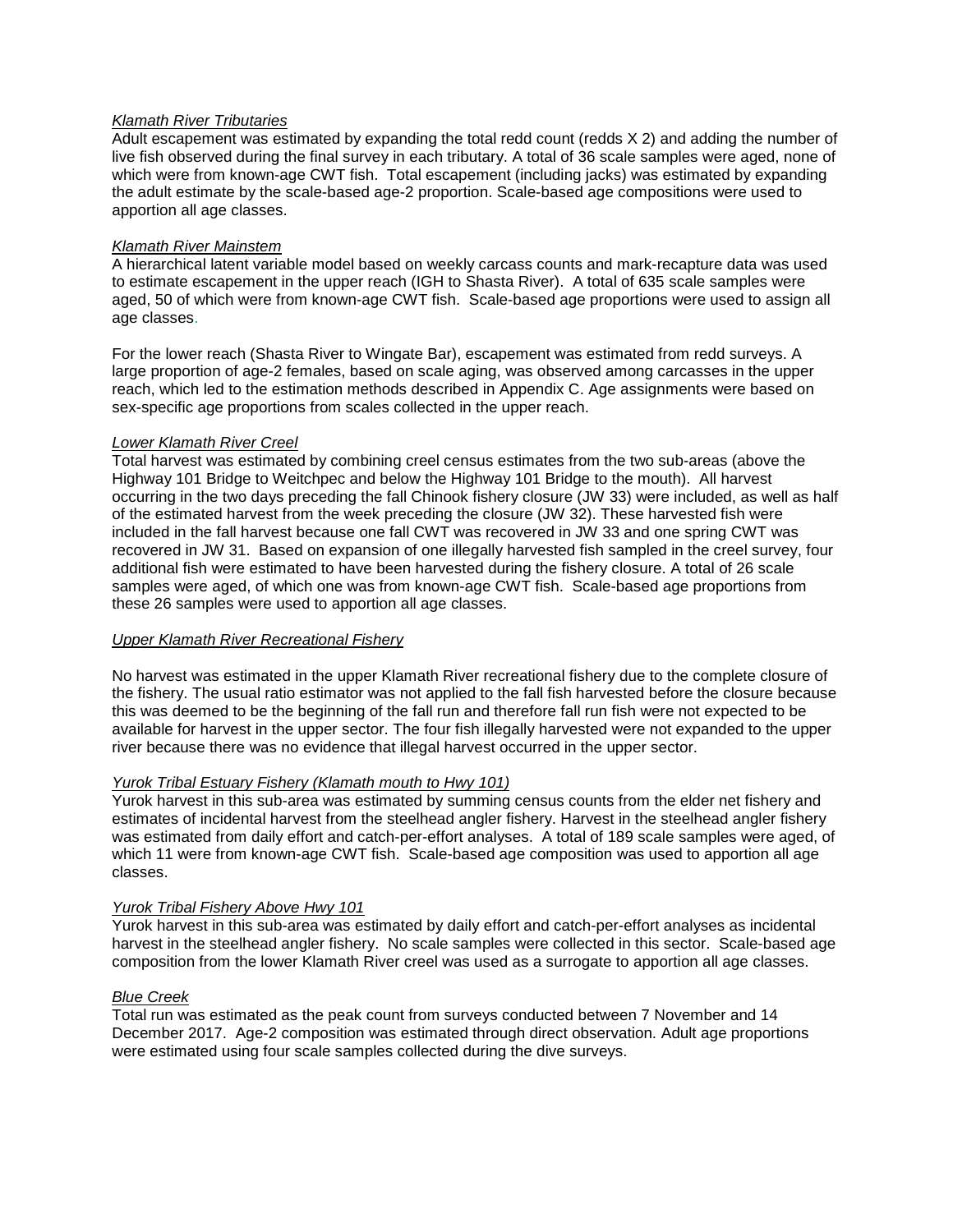*Klamath River Tributaries*

Adult escapement was estimated by expanding the total redd count (redds X 2) and adding the number of live fish observed during the final survey in each tributary. A total of 36 scale samples were aged, none of which were from known-age CWT fish. Total escapement (including jacks) was estimated by expanding the adult estimate by the scale-based age-2 proportion. Scale-based age compositions were used to apportion all age classes.

*Klamath River Mainstem*

A hierarchical latent variable model based on weekly carcass counts and mark-recapture data was used to estimate escapement in the upper reach (IGH to Shasta River). A total of 635 scale samples were aged, 50 of which were from known-age CWT fish. Scale-based age proportions were used to assign all age classes.

For the lower reach (Shasta River to Wingate Bar), escapement was estimated from redd surveys. A large proportion of age-2 females, based on scale aging, was observed among carcasses in the upper reach, which led to the estimation methods described in Appendix C. Age assignments were based on sex-specific age proportions from scales collected in the upper reach.

*Lower Klamath River Creel*

Total harvest was estimated by combining creel census estimates from the two sub-areas (above the Highway 101 Bridge to Weitchpec and below the Highway 101 Bridge to the mouth). All harvest occurring in the two days preceding the fall Chinook fishery closure (JW 33) were included, as well as half of the estimated harvest from the week preceding the closure (JW 32). These harvested fish were included in the fall harvest because one fall CWT was recovered in JW 33 and one spring CWT was recovered in JW 31. Based on expansion of one illegally harvested fish sampled in the creel survey, four additional fish were estimated to have been harvested during the fishery closure. A total of 26 scale samples were aged, of which one was from known-age CWT fish. Scale-based age proportions from these 26 samples were used to apportion all age classes.

*Upper Klamath River Recreational Fishery*

No harvest was estimated in the upper Klamath River recreational fishery due to the complete closure of the fishery. The usual ratio estimator was not applied to the fall fish harvested before the closure because this was deemed to be the beginning of the fall run and therefore fall run fish were not expected to be available for harvest in the upper sector. The four fish illegally harvested were not expanded to the upper river because there was no evidence that illegal harvest occurred in the upper sector.

*Yurok Tribal Estuary Fishery (Klamath mouth to Hwy 101)*

Yurok harvest in this sub-area was estimated by summing census counts from the elder net fishery and estimates of incidental harvest from the steelhead angler fishery. Harvest in the steelhead angler fishery was estimated from daily effort and catch-per-effort analyses. A total of 189 scale samples were aged, of which 11 were from known-age CWT fish. Scale-based age composition was used to apportion all age classes.

*Yurok Tribal Fishery Above Hwy 101*

Yurok harvest in this sub-area was estimated by daily effort and catch-per-effort analyses as incidental harvest in the steelhead angler fishery. No scale samples were collected in this sector. Scale-based age composition from the lower Klamath River creel was used as a surrogate to apportion all age classes.

*Blue Creek*

Total run was estimated as the peak count from surveys conducted between 7 November and 14 December 2017. Age-2 composition was estimated through direct observation. Adult age proportions were estimated using four scale samples collected during the dive surveys.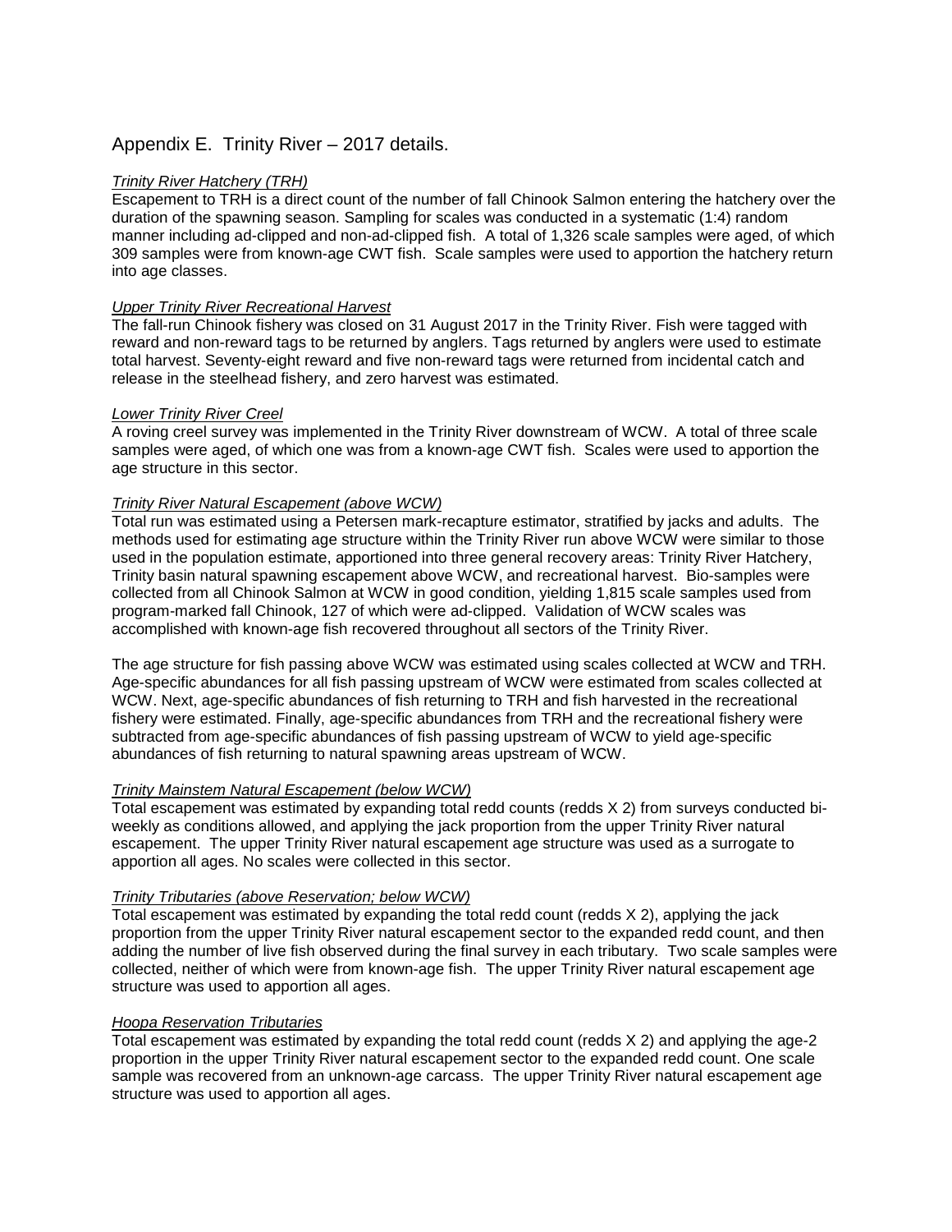# Appendix E. Trinity River – 2017 details.

*Trinity River Hatchery (TRH)*

Escapement to TRH is a direct count of the number of fall Chinook Salmon entering the hatchery over the duration of the spawning season. Sampling for scales was conducted in a systematic (1:4) random manner including ad-clipped and non-ad-clipped fish. A total of 1,326 scale samples were aged, of which 309 samples were from known-age CWT fish. Scale samples were used to apportion the hatchery return into age classes.

*Upper Trinity River Recreational Harvest*

The fall-run Chinook fishery was closed on 31 August 2017 in the Trinity River. Fish were tagged with reward and non-reward tags to be returned by anglers. Tags returned by anglers were used to estimate total harvest. Seventy-eight reward and five non-reward tags were returned from incidental catch and release in the steelhead fishery, and zero harvest was estimated.

*Lower Trinity River Creel*

A roving creel survey was implemented in the Trinity River downstream of WCW. A total of three scale samples were aged, of which one was from a known-age CWT fish. Scales were used to apportion the age structure in this sector.

*Trinity River Natural Escapement (above WCW)*

Total run was estimated using a Petersen mark-recapture estimator, stratified by jacks and adults. The methods used for estimating age structure within the Trinity River run above WCW were similar to those used in the population estimate, apportioned into three general recovery areas: Trinity River Hatchery, Trinity basin natural spawning escapement above WCW, and recreational harvest. Bio-samples were collected from all Chinook Salmon at WCW in good condition, yielding 1,815 scale samples used from program-marked fall Chinook, 127 of which were ad-clipped. Validation of WCW scales was accomplished with known-age fish recovered throughout all sectors of the Trinity River.

The age structure for fish passing above WCW was estimated using scales collected at WCW and TRH. Age-specific abundances for all fish passing upstream of WCW were estimated from scales collected at WCW. Next, age-specific abundances of fish returning to TRH and fish harvested in the recreational fishery were estimated. Finally, age-specific abundances from TRH and the recreational fishery were subtracted from age-specific abundances of fish passing upstream of WCW to yield age-specific abundances of fish returning to natural spawning areas upstream of WCW.

*Trinity Mainstem Natural Escapement (below WCW)*

Total escapement was estimated by expanding total redd counts (redds X 2) from surveys conducted bi-weekly as conditions allowed, and applying the jack proportion from the upper Trinity River natural escapement. The upper Trinity River natural escapement age structure was used as a surrogate to apportion all ages. No scales were collected in this sector.

*Trinity Tributaries (above Reservation; below WCW)*

Total escapement was estimated by expanding the total redd count (redds X 2), applying the jack proportion from the upper Trinity River natural escapement sector to the expanded redd count, and then adding the number of live fish observed during the final survey in each tributary. Two scale samples were collected, neither of which were from known-age fish. The upper Trinity River natural escapement age structure was used to apportion all ages.

*Hoopa Reservation Tributaries*

Total escapement was estimated by expanding the total redd count (redds X 2) and applying the age-2 proportion in the upper Trinity River natural escapement sector to the expanded redd count. One scale sample was recovered from an unknown-age carcass. The upper Trinity River natural escapement age structure was used to apportion all ages.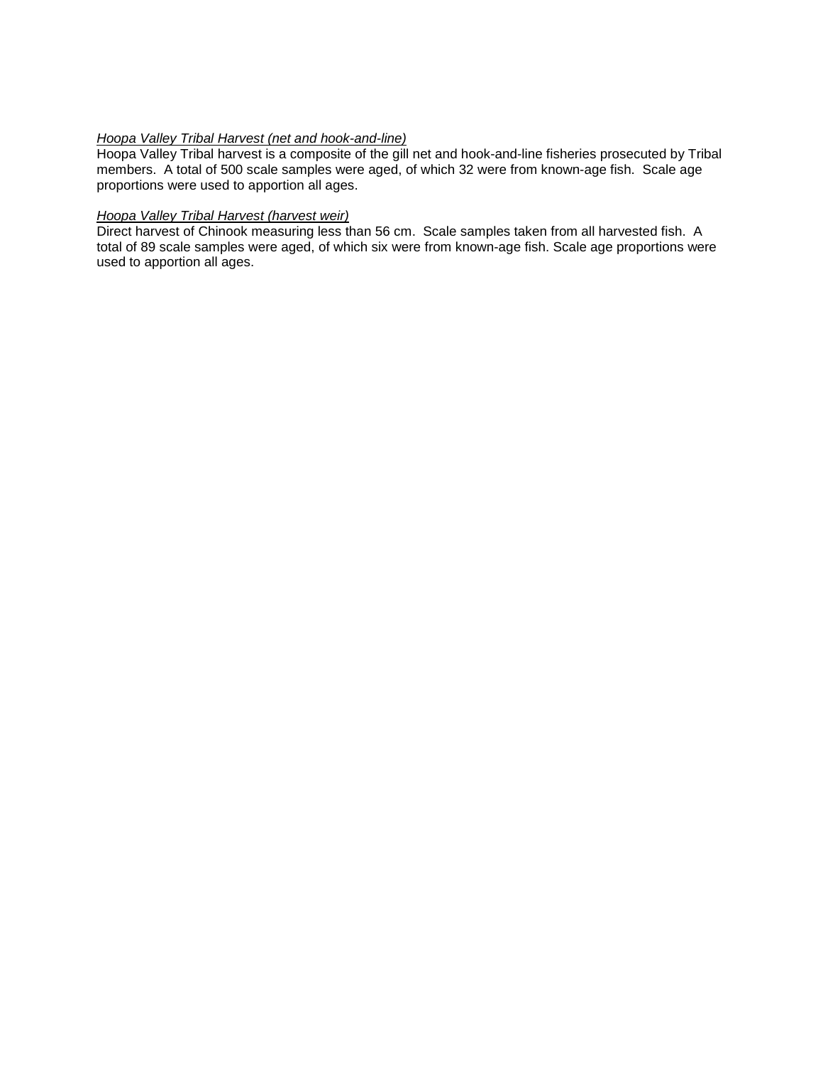*Hoopa Valley Tribal Harvest (net and hook-and-line)*
Hoopa Valley Tribal harvest is a composite of the gill net and hook-and-line fisheries prosecuted by Tribal members. A total of 500 scale samples were aged, of which 32 were from known-age fish. Scale age proportions were used to apportion all ages.

*Hoopa Valley Tribal Harvest (harvest weir)*
Direct harvest of Chinook measuring less than 56 cm. Scale samples taken from all harvested fish. A total of 89 scale samples were aged, of which six were from known-age fish. Scale age proportions were used to apportion all ages.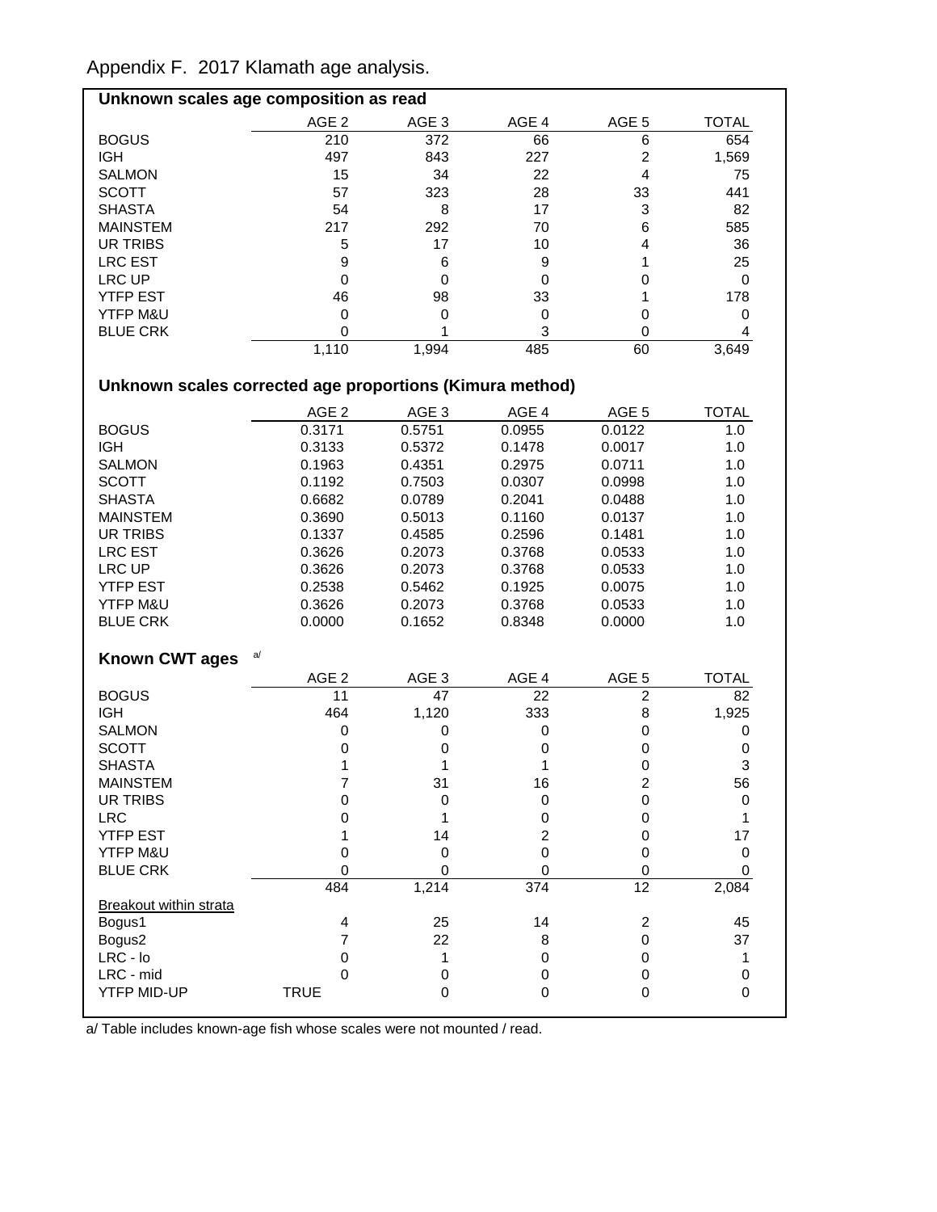Appendix F. 2017 Klamath age analysis.

**Unknown scales age composition as read**

| | AGE 2 | AGE 3 | AGE 4 | AGE 5 | TOTAL |
|---|---|---|---|---|---|
| BOGUS | 210 | 372 | 66 | 6 | 654 |
| IGH | 497 | 843 | 227 | 2 | 1,569 |
| SALMON | 15 | 34 | 22 | 4 | 75 |
| SCOTT | 57 | 323 | 28 | 33 | 441 |
| SHASTA | 54 | 8 | 17 | 3 | 82 |
| MAINSTEM | 217 | 292 | 70 | 6 | 585 |
| UR TRIBS | 5 | 17 | 10 | 4 | 36 |
| LRC EST | 9 | 6 | 9 | 1 | 25 |
| LRC UP | 0 | 0 | 0 | 0 | 0 |
| YTFP EST | 46 | 98 | 33 | 1 | 178 |
| YTFP M&U | 0 | 0 | 0 | 0 | 0 |
| BLUE CRK | 0 | 1 | 3 | 0 | 4 |
| | 1,110 | 1,994 | 485 | 60 | 3,649 |

**Unknown scales corrected age proportions (Kimura method)**

| | AGE 2 | AGE 3 | AGE 4 | AGE 5 | TOTAL |
|---|---|---|---|---|---|
| BOGUS | 0.3171 | 0.5751 | 0.0955 | 0.0122 | 1.0 |
| IGH | 0.3133 | 0.5372 | 0.1478 | 0.0017 | 1.0 |
| SALMON | 0.1963 | 0.4351 | 0.2975 | 0.0711 | 1.0 |
| SCOTT | 0.1192 | 0.7503 | 0.0307 | 0.0998 | 1.0 |
| SHASTA | 0.6682 | 0.0789 | 0.2041 | 0.0488 | 1.0 |
| MAINSTEM | 0.3690 | 0.5013 | 0.1160 | 0.0137 | 1.0 |
| UR TRIBS | 0.1337 | 0.4585 | 0.2596 | 0.1481 | 1.0 |
| LRC EST | 0.3626 | 0.2073 | 0.3768 | 0.0533 | 1.0 |
| LRC UP | 0.3626 | 0.2073 | 0.3768 | 0.0533 | 1.0 |
| YTFP EST | 0.2538 | 0.5462 | 0.1925 | 0.0075 | 1.0 |
| YTFP M&U | 0.3626 | 0.2073 | 0.3768 | 0.0533 | 1.0 |
| BLUE CRK | 0.0000 | 0.1652 | 0.8348 | 0.0000 | 1.0 |

**Known CWT ages** [a/]

| | AGE 2 | AGE 3 | AGE 4 | AGE 5 | TOTAL |
|---|---|---|---|---|---|
| BOGUS | 11 | 47 | 22 | 2 | 82 |
| IGH | 464 | 1,120 | 333 | 8 | 1,925 |
| SALMON | 0 | 0 | 0 | 0 | 0 |
| SCOTT | 0 | 0 | 0 | 0 | 0 |
| SHASTA | 1 | 1 | 1 | 0 | 3 |
| MAINSTEM | 7 | 31 | 16 | 2 | 56 |
| UR TRIBS | 0 | 0 | 0 | 0 | 0 |
| LRC | 0 | 1 | 0 | 0 | 1 |
| YTFP EST | 1 | 14 | 2 | 0 | 17 |
| YTFP M&U | 0 | 0 | 0 | 0 | 0 |
| BLUE CRK | 0 | 0 | 0 | 0 | 0 |
| | 484 | 1,214 | 374 | 12 | 2,084 |
| Breakout within strata | | | | | |
| Bogus1 | 4 | 25 | 14 | 2 | 45 |
| Bogus2 | 7 | 22 | 8 | 0 | 37 |
| LRC - lo | 0 | 1 | 0 | 0 | 1 |
| LRC - mid | 0 | 0 | 0 | 0 | 0 |
| YTFP MID-UP | TRUE | 0 | 0 | 0 | 0 |

a/ Table includes known-age fish whose scales were not mounted / read.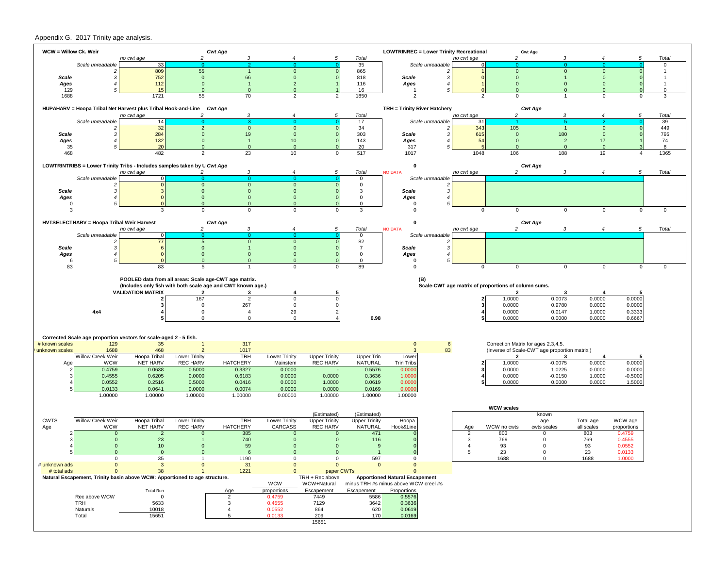Appendix G. 2017 Trinity age analysis.

**WCW = Willow Ck. Weir**

| | | no cwt age | Cwt Age 2 | 3 | 4 | 5 | Total |
|---|---|---|---|---|---|---|---|
| | Scale unreadable | 33 | 0 | 2 | 0 | 0 | 35 |
| | 2 | 809 | 55 | 1 | 0 | 0 | 865 |
| **Scale** | 3 | 752 | 0 | 66 | 0 | 0 | 818 |
| **Ages** | 4 | 112 | 0 | 1 | 2 | 1 | 116 |
| 129 | 5 | 15 | 0 | 0 | 0 | 1 | 16 |
| 1688 | | 1721 | 55 | 70 | 2 | 2 | 1850 |

**LOWTRINREC = Lower Trinity Recreational**

| | | no cwt age | Cwt Age 2 | 3 | 4 | 5 | Total |
|---|---|---|---|---|---|---|---|
| | Scale unreadable | 0 | 0 | 0 | 0 | 0 | 0 |
| | 2 | 1 | 0 | 0 | 0 | 0 | 1 |
| **Scale** | 3 | 0 | 0 | 1 | 0 | 0 | 1 |
| **Ages** | 4 | 1 | 0 | 0 | 0 | 0 | 1 |
| 1 | 5 | 0 | 0 | 0 | 0 | 0 | 0 |
| 2 | | 2 | 0 | 1 | 0 | 0 | 3 |

**HUPAHARV = Hoopa Tribal Net Harvest plus Tribal Hook-and-Line**

| | | no cwt age | Cwt Age 2 | 3 | 4 | 5 | Total |
|---|---|---|---|---|---|---|---|
| | Scale unreadable | 14 | 0 | 3 | 0 | 0 | 17 |
| | 2 | 32 | 2 | 0 | 0 | 0 | 34 |
| **Scale** | 3 | 284 | 0 | 19 | 0 | 0 | 303 |
| **Ages** | 4 | 132 | 0 | 1 | 10 | 0 | 143 |
| 35 | 5 | 20 | 0 | 0 | 0 | 0 | 20 |
| 468 | | 482 | 2 | 23 | 10 | 0 | 517 |

**TRH = Trinity River Hatchery**

| | | no cwt age | Cwt Age 2 | 3 | 4 | 5 | Total |
|---|---|---|---|---|---|---|---|
| | Scale unreadable | 31 | 1 | 5 | 2 | 0 | 39 |
| | 2 | 343 | 105 | 1 | 0 | 0 | 449 |
| **Scale** | 3 | 615 | 0 | 180 | 0 | 0 | 795 |
| **Ages** | 4 | 54 | 0 | 2 | 17 | 1 | 74 |
| 317 | 5 | 5 | 0 | 0 | 0 | 3 | 8 |
| 1017 | | 1048 | 106 | 188 | 19 | 4 | 1365 |

**LOWTRINTRIBS = Lower Trinity Tribs - Includes samples taken by U**

| | | no cwt age | Cwt Age 2 | 3 | 4 | 5 | Total |
|---|---|---|---|---|---|---|---|
| | Scale unreadable | 0 | 0 | 0 | 0 | 0 | 0 |
| | 2 | 0 | 0 | 0 | 0 | 0 | 0 |
| **Scale** | 3 | 3 | 0 | 0 | 0 | 0 | 3 |
| **Ages** | 4 | 0 | 0 | 0 | 0 | 0 | 0 |
| 0 | 5 | 0 | 0 | 0 | 0 | 0 | 0 |
| 3 | | 3 | 0 | 0 | 0 | 0 | 3 |

**0** NO DATA

| | | no cwt age | Cwt Age 2 | 3 | 4 | 5 | Total |
|---|---|---|---|---|---|---|---|
| | Scale unreadable | | | | | | |
| | 2 | | | | | | |
| **Scale** | 3 | | | | | | |
| **Ages** | 4 | | | | | | |
| 0 | 5 | | | | | | |
| 0 | | 0 | 0 | 0 | 0 | 0 | 0 |

**HVTSELECTHARV = Hoopa Tribal Weir Harvest**

| | | no cwt age | Cwt Age 2 | 3 | 4 | 5 | Total |
|---|---|---|---|---|---|---|---|
| | Scale unreadable | 0 | 0 | 0 | 0 | 0 | 0 |
| | 2 | 77 | 5 | 0 | 0 | 0 | 82 |
| **Scale** | 3 | 6 | 0 | 1 | 0 | 0 | 7 |
| **Ages** | 4 | 0 | 0 | 0 | 0 | 0 | 0 |
| 6 | 5 | 0 | 0 | 0 | 0 | 0 | 0 |
| 83 | | 83 | 5 | 1 | 0 | 0 | 89 |

**0** NO DATA

| | | no cwt age | Cwt Age 2 | 3 | 4 | 5 | Total |
|---|---|---|---|---|---|---|---|
| | Scale unreadable | | | | | | |
| | 2 | | | | | | |
| **Scale** | 3 | | | | | | |
| **Ages** | 4 | | | | | | |
| 0 | 5 | | | | | | |
| 0 | | 0 | 0 | 0 | 0 | 0 | 0 |

**POOLED data from all areas: Scale age-CWT age matrix.**
**(Includes only fish with both scale age and CWT known age.)**

| | VALIDATION MATRIX | 2 | 3 | 4 | 5 |
|---|---|---|---|---|---|
| | 2 | 167 | 2 | 0 | 0 |
| | 3 | 0 | 267 | 0 | 0 |
| 4x4 | 4 | 0 | 4 | 29 | 2 |
| | 5 | 0 | 0 | 0 | 4 |

0.98

**(B)**
**Scale-CWT age matrix of proportions of column sums.**

| | 2 | 3 | 4 | 5 |
|---|---|---|---|---|
| 2 | 1.0000 | 0.0073 | 0.0000 | 0.0000 |
| 3 | 0.0000 | 0.9780 | 0.0000 | 0.0000 |
| 4 | 0.0000 | 0.0147 | 1.0000 | 0.3333 |
| 5 | 0.0000 | 0.0000 | 0.0000 | 0.6667 |

**Corrected Scale age proportion vectors for scale-aged 2 - 5 fish.**

| # known scales | 129 | 35 | 1 | 317 | | | | 0 | 6 |
|---|---|---|---|---|---|---|---|---|---|
| # unknown scales | 1688 | 468 | 2 | 1017 | | | | 3 | 83 |
| | Willow Creek Weir | Hoopa Tribal | Lower Trinity | TRH | Lower Trinity | Upper Trinity | Upper Trin | Lower | |
| Age | WCW | NET HARV | REC HARV | HATCHERY | Mainstem | REC HARV | NATURAL | Trin Tribs | |
| 2 | 0.4759 | 0.0638 | 0.5000 | 0.3327 | 0.0000 | - | 0.5576 | 0.0000 | |
| 3 | 0.4555 | 0.6205 | 0.0000 | 0.6183 | 0.0000 | 0.0000 | 0.3636 | 1.0000 | |
| 4 | 0.0552 | 0.2516 | 0.5000 | 0.0416 | 0.0000 | 1.0000 | 0.0619 | 0.0000 | |
| 5 | 0.0133 | 0.0641 | 0.0000 | 0.0074 | 0.0000 | 0.0000 | 0.0169 | 0.0000 | |
| | 1.00000 | 1.00000 | 1.00000 | 1.00000 | 0.00000 | 1.00000 | 1.00000 | 1.00000 | |

Correction Matrix for ages 2,3,4,5.
(Inverse of Scale-CWT age proportion matrix.)

| | 2 | 3 | 4 | 5 |
|---|---|---|---|---|
| 2 | 1.0000 | -0.0075 | 0.0000 | 0.0000 |
| 3 | 0.0000 | 1.0225 | 0.0000 | 0.0000 |
| 4 | 0.0000 | -0.0150 | 1.0000 | -0.5000 |
| 5 | 0.0000 | 0.0000 | 0.0000 | 1.5000 |

| CWTS | Willow Creek Weir | Hoopa Tribal | Lower Trinity | TRH | Lower Trinity | (Estimated) Upper Trinity | (Estimated) Upper Trinity | Hoopa |
|---|---|---|---|---|---|---|---|---|
| Age | WCW | NET HARV | REC HARV | HATCHERY | CARCASS | REC HARV | NATURAL | Hook&Line |
| 2 | 0 | 2 | 0 | 385 | 0 | 0 | 471 | 0 |
| 3 | 0 | 23 | 1 | 740 | 0 | 0 | 116 | 0 |
| 4 | 0 | 10 | 0 | 59 | 0 | 0 | 9 | 0 |
| 5 | 0 | 0 | 0 | 6 | 0 | 0 | 1 | 0 |
| | 0 | 35 | 1 | 1190 | 0 | 0 | 597 | 0 |
| # unknown ads | 0 | 3 | 0 | 31 | 0 | 0 | 0 | 0 |
| # total ads | 0 | 38 | 1 | 1221 | 0 | paper CWTs | | 0 |

**WCW scales**

| Age | WCW no cwts | known age cwts scales | Total age all scales | WCW age proportions |
|---|---|---|---|---|
| 2 | 803 | 0 | 803 | 0.4759 |
| 3 | 769 | 0 | 769 | 0.4555 |
| 4 | 93 | 0 | 93 | 0.0552 |
| 5 | 23 | 0 | 23 | 0.0133 |
| | 1688 | 0 | 1688 | 1.0000 |

**Natural Escapement, Trinity basin above WCW: Apportioned to age structure.**

| | Total Run | Age | WCW proportions | TRH + Rec above WCW+Natural Escapement | Apportioned Natural Escapement minus TRH #s minus above WCW creel #s Escapement | Proportions |
|---|---|---|---|---|---|---|
| Rec above WCW | 0 | 2 | 0.4759 | 7449 | 5586 | 0.5576 |
| TRH | 5633 | 3 | 0.4555 | 7129 | 3642 | 0.3636 |
| Naturals | 10018 | 4 | 0.0552 | 864 | 620 | 0.0619 |
| Total | 15651 | 5 | 0.0133 | 209 | 170 | 0.0169 |
| | | | | 15651 | | |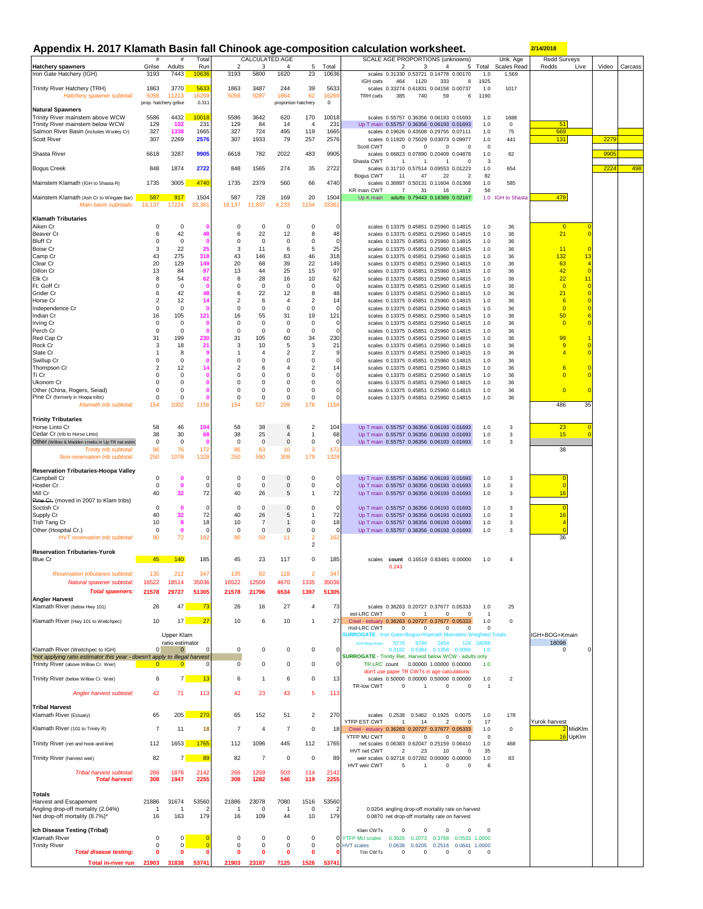# Appendix H. 2017 Klamath Basin fall Chinook age-composition calculation worksheet.

2/14/2018

| Hatchery spawners | # Grilse | # Adults | Total Run | CALCULATED AGE 2 | 3 | 4 | 5 | Total | SCALE AGE PROPORTIONS (unknowns) | 2 | 3 | 4 | 5 | Total | Unk. Age Scales Read | Redd Surveys Redds | Live | Video | Carcass |
|---|---|---|---|---|---|---|---|---|---|---|---|---|---|---|---|---|---|---|---|
| Iron Gate Hatchery (IGH) | 3193 | 7443 | 10636 | 3193 | 5800 | 1620 | 23 | 10636 | scales | 0.31330 | 0.53721 | 0.14778 | 0.00170 | 1.0 | 1,569 | | | | |
| | | | | | | | | | IGH cwts | 464 | 1120 | 333 | 8 | 1925 | | | | | |
| Trinity River Hatchery (TRH) | 1863 | 3770 | 5633 | 1863 | 3487 | 244 | 39 | 5633 | scales | 0.33274 | 0.61831 | 0.04158 | 0.00737 | 1.0 | 1017 | | | | |
| *Hatchery spawner subtotal:* | 5056 | 11213 | 16269 | 5056 | 9287 | 1864 | 62 | 16269 | TRH cwts | 385 | 740 | 59 | 6 | 1190 | | | | | |
| | prop. hatchery grilse | | 0.311 | | proportion hatchery | | | 0 | | | | | | | | | | | |
| **Natural Spawners** | | | | | | | | | | | | | | | | | | | |
| Trinity River mainstem above WCW | 5586 | 4432 | 10018 | 5586 | 3642 | 620 | 170 | 10018 | scales | 0.55757 | 0.36356 | 0.06193 | 0.01693 | 1.0 | 1688 | | | | |
| Trinity River mainstem below WCW | 129 | 102 | 231 | 129 | 84 | 14 | 4 | 231 | Up T main | 0.55757 | 0.36356 | 0.06193 | 0.01693 | 1.0 | 0 | 51 | | | |
| Salmon River Basin (includes Wooley Cr) | 327 | 1338 | 1665 | 327 | 724 | 495 | 119 | 1665 | scales | 0.19626 | 0.43508 | 0.29755 | 0.07111 | 1.0 | 75 | 669 | | | |
| Scott River | 307 | 2269 | 2576 | 307 | 1933 | 79 | 257 | 2576 | scales | 0.11920 | 0.75029 | 0.03073 | 0.09977 | 1.0 | 441 | 131 | | 2279 | |
| | | | | | | | | | Scott CWT | 0 | 0 | 0 | 0 | 0 | | | | | |
| Shasta River | 6618 | 3287 | 9905 | 6618 | 782 | 2022 | 483 | 9905 | scales | 0.66823 | 0.07890 | 0.20409 | 0.04878 | 1.0 | 82 | | | 9905 | |
| | | | | | | | | | Shasta CWT | 1 | 1 | 1 | 0 | 3 | | | | | |
| Bogus Creek | 848 | 1874 | 2722 | 848 | 1565 | 274 | 35 | 2722 | scales | 0.31710 | 0.57514 | 0.09553 | 0.01223 | 1.0 | 654 | | | 2224 | 498 |
| | | | | | | | | | Bogus CWT | 11 | 47 | 22 | 2 | 82 | | | | | |
| Mainstem Klamath (IGH to Shasta R) | 1735 | 3005 | 4740 | 1735 | 2379 | 560 | 66 | 4740 | scales | 0.36897 | 0.50131 | 0.11604 | 0.01368 | 1.0 | 585 | | | | |
| | | | | | | | | | KR main CWT | 7 | 31 | 16 | 2 | 56 | | | | | |
| Mainstem Klamath (Ash Cr to Wingate Bar) | 587 | 917 | 1504 | 587 | 728 | 169 | 20 | 1504 | Up K main | adults | 0.79443 | 0.18389 | 0.02167 | 1.0 | IGH to Shasta | 478 | | | |
| *Main basin subtotals:* | 16,137 | 17224 | 33,361 | 16,137 | 11,837 | 4,233 | 1154 | 33361 | | | | | | | | | | | |
| **Klamath Tributaries** | | | | | | | | | | | | | | | | | | | |
| Aiken Cr | 0 | 0 | 0 | 0 | 0 | 0 | 0 | 0 | scales | 0.13375 | 0.45851 | 0.25960 | 0.14815 | 1.0 | 36 | 0 | 0 | | |
| Beaver Cr | 6 | 42 | 48 | 6 | 22 | 12 | 8 | 48 | scales | 0.13375 | 0.45851 | 0.25960 | 0.14815 | 1.0 | 36 | 21 | 0 | | |
| Bluff Cr | 0 | 0 | 0 | 0 | 0 | 0 | 0 | 0 | scales | 0.13375 | 0.45851 | 0.25960 | 0.14815 | 1.0 | 36 | | | | |
| Boise Cr | 3 | 22 | 25 | 3 | 11 | 6 | 5 | 25 | scales | 0.13375 | 0.45851 | 0.25960 | 0.14815 | 1.0 | 36 | 11 | 0 | | |
| Camp Cr | 43 | 275 | 318 | 43 | 146 | 83 | 46 | 318 | scales | 0.13375 | 0.45851 | 0.25960 | 0.14815 | 1.0 | 36 | 132 | 13 | | |
| Clear Cr | 20 | 129 | 149 | 20 | 68 | 39 | 22 | 149 | scales | 0.13375 | 0.45851 | 0.25960 | 0.14815 | 1.0 | 36 | 63 | 4 | | |
| Dillon Cr | 13 | 84 | 97 | 13 | 44 | 25 | 15 | 97 | scales | 0.13375 | 0.45851 | 0.25960 | 0.14815 | 1.0 | 36 | 42 | 0 | | |
| Elk Cr | 8 | 54 | 62 | 8 | 28 | 16 | 10 | 62 | scales | 0.13375 | 0.45851 | 0.25960 | 0.14815 | 1.0 | 36 | 22 | 11 | | |
| Ft. Goff Cr | 0 | 0 | 0 | 0 | 0 | 0 | 0 | 0 | scales | 0.13375 | 0.45851 | 0.25960 | 0.14815 | 1.0 | 36 | 0 | 0 | | |
| Grider Cr | 6 | 42 | 48 | 6 | 22 | 12 | 8 | 48 | scales | 0.13375 | 0.45851 | 0.25960 | 0.14815 | 1.0 | 36 | 21 | 0 | | |
| Horse Cr | 2 | 12 | 14 | 2 | 6 | 4 | 2 | 14 | scales | 0.13375 | 0.45851 | 0.25960 | 0.14815 | 1.0 | 36 | 6 | 0 | | |
| Independence Cr | 0 | 0 | 0 | 0 | 0 | 0 | 0 | 0 | scales | 0.13375 | 0.45851 | 0.25960 | 0.14815 | 1.0 | 36 | 0 | 0 | | |
| Indian Cr | 16 | 105 | 121 | 16 | 55 | 31 | 19 | 121 | scales | 0.13375 | 0.45851 | 0.25960 | 0.14815 | 1.0 | 36 | 50 | 6 | | |
| Irving Cr | 0 | 0 | 0 | 0 | 0 | 0 | 0 | 0 | scales | 0.13375 | 0.45851 | 0.25960 | 0.14815 | 1.0 | 36 | 0 | 0 | | |
| Perch Cr | 0 | 0 | 0 | 0 | 0 | 0 | 0 | 0 | scales | 0.13375 | 0.45851 | 0.25960 | 0.14815 | 1.0 | 36 | | | | |
| Red Cap Cr | 31 | 199 | 230 | 31 | 105 | 60 | 34 | 230 | scales | 0.13375 | 0.45851 | 0.25960 | 0.14815 | 1.0 | 36 | 99 | 1 | | |
| Rock Cr | 3 | 18 | 21 | 3 | 10 | 5 | 3 | 21 | scales | 0.13375 | 0.45851 | 0.25960 | 0.14815 | 1.0 | 36 | 9 | 0 | | |
| Slate Cr | 1 | 8 | 9 | 1 | 4 | 2 | 2 | 9 | scales | 0.13375 | 0.45851 | 0.25960 | 0.14815 | 1.0 | 36 | 4 | 0 | | |
| Swillup Cr | 0 | 0 | 0 | 0 | 0 | 0 | 0 | 0 | scales | 0.13375 | 0.45851 | 0.25960 | 0.14815 | 1.0 | 36 | | | | |
| Thompson Cr | 2 | 12 | 14 | 2 | 6 | 4 | 2 | 14 | scales | 0.13375 | 0.45851 | 0.25960 | 0.14815 | 1.0 | 36 | 6 | 0 | | |
| Ti Cr | 0 | 0 | 0 | 0 | 0 | 0 | 0 | 0 | scales | 0.13375 | 0.45851 | 0.25960 | 0.14815 | 1.0 | 36 | 0 | 0 | | |
| Ukonom Cr | 0 | 0 | 0 | 0 | 0 | 0 | 0 | 0 | scales | 0.13375 | 0.45851 | 0.25960 | 0.14815 | 1.0 | 36 | | | | |
| Other (China, Rogers, Seiad) | 0 | 0 | 0 | 0 | 0 | 0 | 0 | 0 | scales | 0.13375 | 0.45851 | 0.25960 | 0.14815 | 1.0 | 36 | 0 | 0 | | |
| Pine Cr (formerly in Hoopa tribs) | 0 | 0 | 0 | 0 | 0 | 0 | 0 | 0 | scales | 0.13375 | 0.45851 | 0.25960 | 0.14815 | 1.0 | 36 | | | | |
| *Klamath trib subtotal:* | 154 | 1002 | 1156 | 154 | 527 | 299 | 176 | 1156 | | | | | | | | 486 | 35 | | |
| **Trinity Tributaries** | | | | | | | | | | | | | | | | | | | |
| Horse Linto Cr | 58 | 46 | 104 | 58 | 38 | 6 | 2 | 104 | Up T main | 0.55757 | 0.36356 | 0.06193 | 0.01693 | 1.0 | 3 | 23 | 0 | | |
| Cedar Cr (trib to Horse Linto) | 38 | 30 | 68 | 38 | 25 | 4 | 1 | 68 | Up T main | 0.55757 | 0.36356 | 0.06193 | 0.01693 | 1.0 | 3 | 15 | 0 | | |
| Other (Willow & Madden creeks in Up TR not estim) | 0 | 0 | 0 | 0 | 0 | 0 | 0 | 0 | Up T main | 0.55757 | 0.36356 | 0.06193 | 0.01693 | 1.0 | 3 | | | | |
| *Trinity trib subtotal:* | 96 | 76 | 172 | 96 | 63 | 10 | 3 | 172 | | | | | | | | 38 | | | |
| *Non-reservation trib subtotal:* | 250 | 1078 | 1328 | 250 | 590 | 309 | 179 | 1328 | | | | | | | | | | | |
| **Reservation Tributaries-Hoopa Valley** | | | | | | | | | | | | | | | | | | | |
| Campbell Cr | 0 | 0 | 0 | 0 | 0 | 0 | 0 | 0 | Up T main | 0.55757 | 0.36356 | 0.06193 | 0.01693 | 1.0 | 3 | 0 | | | |
| Hostler Cr | 0 | 0 | 0 | 0 | 0 | 0 | 0 | 0 | Up T main | 0.55757 | 0.36356 | 0.06193 | 0.01693 | 1.0 | 3 | 0 | | | |
| Mill Cr | 40 | 32 | 72 | 40 | 26 | 5 | 1 | 72 | Up T main | 0.55757 | 0.36356 | 0.06193 | 0.01693 | 1.0 | 3 | 16 | | | |
| ~~Pine Cr.~~ (moved in 2007 to Klam tribs) | | | | | | | | | | | | | | | | | | | |
| Soctish Cr | 0 | 0 | 0 | 0 | 0 | 0 | 0 | 0 | Up T main | 0.55757 | 0.36356 | 0.06193 | 0.01693 | 1.0 | 3 | 0 | | | |
| Supply Cr | 40 | 32 | 72 | 40 | 26 | 5 | 1 | 72 | Up T main | 0.55757 | 0.36356 | 0.06193 | 0.01693 | 1.0 | 3 | 16 | | | |
| Tish Tang Cr | 10 | 8 | 18 | 10 | 7 | 1 | 0 | 18 | Up T main | 0.55757 | 0.36356 | 0.06193 | 0.01693 | 1.0 | 3 | 4 | | | |
| Other (Hospital Cr.) | 0 | 0 | 0 | 0 | 0 | 0 | 0 | 0 | Up T main | 0.55757 | 0.36356 | 0.06193 | 0.01693 | 1.0 | 3 | 0 | | | |
| *HVT reservation trib subtotal:* | 90 | 72 | 162 | 90 | 59 | 11 | 2 | 162 | | | | | | | | 36 | | | |
| | | | | | | | 2 | | | | | | | | | | | | |
| **Reservation Tributaries-Yurok** | | | | | | | | | | | | | | | | | | | |
| Blue Cr | 45 | 140 | 185 | 45 | 23 | 117 | 0 | 185 | scales | count | 0.16519 | 0.83481 | 0.00000 | 1.0 | 4 | | | | |
| | | | | | | | | | | 0.243 | | | | | | | | | |
| *Reservation tributaries subtotal:* | 135 | 212 | 347 | 135 | 82 | 128 | 2 | 347 | | | | | | | | | | | |
| *Natural spawner subtotal:* | 16522 | 18514 | 35036 | 16522 | 12509 | 4670 | 1335 | 35036 | | | | | | | | | | | |
| ***Total spawners:*** | 21578 | 29727 | 51305 | 21578 | 21796 | 6534 | 1397 | 51305 | | | | | | | | | | | |
| **Angler Harvest** | | | | | | | | | | | | | | | | | | | |
| Klamath River (below Hwy 101) | 26 | 47 | 73 | 26 | 16 | 27 | 4 | 73 | scales | 0.36263 | 0.20727 | 0.37677 | 0.05333 | 1.0 | 25 | | | | |
| | | | | | | | | | est-LRC CWT | 0 | 1 | 0 | 0 | 1 | | | | | |
| Klamath River (Hwy 101 to Weitchpec) | 10 | 17 | 27 | 10 | 6 | 10 | 1 | 27 | Creel - estuary | 0.36263 | 0.20727 | 0.37677 | 0.05333 | 1.0 | 0 | | | | |
| | | | | | | | | | mid-LRC CWT | 0 | 0 | 0 | 0 | 0 | | | | | |
| | | | | | | | | | SURROGATE - Iron Gate+Bogus+Klamath Mainstem Weighted Totals | | | | | | | IGH+BOG+Kmain | | | |
| | Upper Klam ratio estimator | | | | | | | | IGH+Bog+Klam | 5776 | 9744 | 2454 | 124 | 18098 | | 18098 | | | |
| Klamath River (Weitchpec to IGH) | 0 | 0 | 0 | 0 | 0 | 0 | 0 | 0 | | 0.3192 | 0.5384 | 0.1356 | 0.0069 | 1.0 | | 0 | | | 0 |
| *not applying ratio estimator this year - doesn't apply to illegal harvest | | | | | | | | | SURROGATE - Trinity Rec. Harvest below WCW - adults only | | | | | | | | | | |
| Trinity River (above Willow Cr. Weir) | 0 | 0 | 0 | 0 | 0 | 0 | 0 | 0 | TR LRC count | 0.00000 | 1.00000 | 0.00000 | 0.00000 | 1.0 | | | | | |
| | | | | | | | | | don't use paper TR CWTs in age calculations | | | | | | | | | | |
| Trinity River (below Willow Cr. Weir) | 6 | 7 | 13 | 6 | 1 | 6 | 0 | 13 | scales | 0.50000 | 0.00000 | 0.50000 | 0.00000 | 1.0 | 2 | | | | |
| | | | | | | | | | TR-low CWT | 0 | 1 | 0 | 0 | 1 | | | | | |
| *Angler harvest subtotal:* | 42 | 71 | 113 | 42 | 23 | 43 | 5 | 113 | | | | | | | | | | | |
| **Tribal Harvest** | | | | | | | | | | | | | | | | | | | |
| Klamath River (Estuary) | 65 | 205 | 270 | 65 | 152 | 51 | 2 | 270 | scales | 0.2538 | 0.5462 | 0.1925 | 0.0075 | 1.0 | 178 | Yurok harvest | | | |
| | | | | | | | | | YTFP EST CWT | 1 | 14 | 2 | 0 | 17 | | | | | |
| Klamath River (101 to Trinity R) | 7 | 11 | 18 | 7 | 4 | 7 | 0 | 18 | Creel - estuary | 0.36263 | 0.20727 | 0.37677 | 0.05333 | 1.0 | 0 | 2 | MidKlm | | |
| | | | | | | | | | YTFP MU CWT | 0 | 0 | 0 | 0 | 0 | | 16 | UpKlm | | |
| Trinity River (net and hook-and-line) | 112 | 1653 | 1765 | 112 | 1096 | 445 | 112 | 1765 | net scales | 0.06383 | 0.62047 | 0.25159 | 0.06410 | 1.0 | 468 | | | | |
| | | | | | | | | | HVT net CWT | 2 | 23 | 10 | 0 | 35 | | | | | |
| Trinity River (harvest weir) | 82 | 7 | 89 | 82 | 7 | 0 | 0 | 89 | weir scales | 0.92718 | 0.07282 | 0.00000 | 0.00000 | 1.0 | 83 | | | | |
| | | | | | | | | | HVT weir CWT | 5 | 1 | 0 | 0 | 6 | | | | | |
| *Tribal harvest subtotal:* | 266 | 1876 | 2142 | 266 | 1259 | 503 | 114 | 2142 | | | | | | | | | | | |
| ***Total harvest:*** | 308 | 1947 | 2255 | 308 | 1282 | 546 | 119 | 2255 | | | | | | | | | | | |
| **Totals** | | | | | | | | | | | | | | | | | | | |
| Harvest and Escapement | 21886 | 31674 | 53560 | 21886 | 23078 | 7080 | 1516 | 53560 | | | | | | | | | | | |
| Angling drop-off mortality (2.04%) | 1 | 1 | 2 | 1 | 0 | 1 | 0 | 2 | 0.0204 angling drop-off mortality rate on harvest | | | | | | | | | | |
| Net drop-off mortality (8.7%)* | 16 | 163 | 179 | 16 | 109 | 44 | 10 | 179 | 0.0870 net drop-off mortality rate on harvest | | | | | | | | | | |
| **Ich Disease Testing (Tribal)** | | | | | | | | | Klam CWTs | 0 | 0 | 0 | 0 | 0 | | | | | |
| Klamath River | 0 | 0 | 0 | 0 | 0 | 0 | 0 | 0 | YTFP MU scales | 0.3626 | 0.2073 | 0.3768 | 0.0533 | 1.0000 | | | | | |
| Trinity River | 0 | 0 | 0 | 0 | 0 | 0 | 0 | 0 | HVT scales | 0.0638 | 0.6205 | 0.2516 | 0.0641 | 1.0000 | | | | | |
| ***Total disease testing:*** | 0 | 0 | 0 | 0 | 0 | 0 | 0 | 0 | Trin CWTs | 0 | 0 | 0 | 0 | 0 | | | | | |
| **Total in-river run** | 21903 | 31838 | 53741 | 21903 | 23187 | 7125 | 1526 | 53741 | | | | | | | | | | | |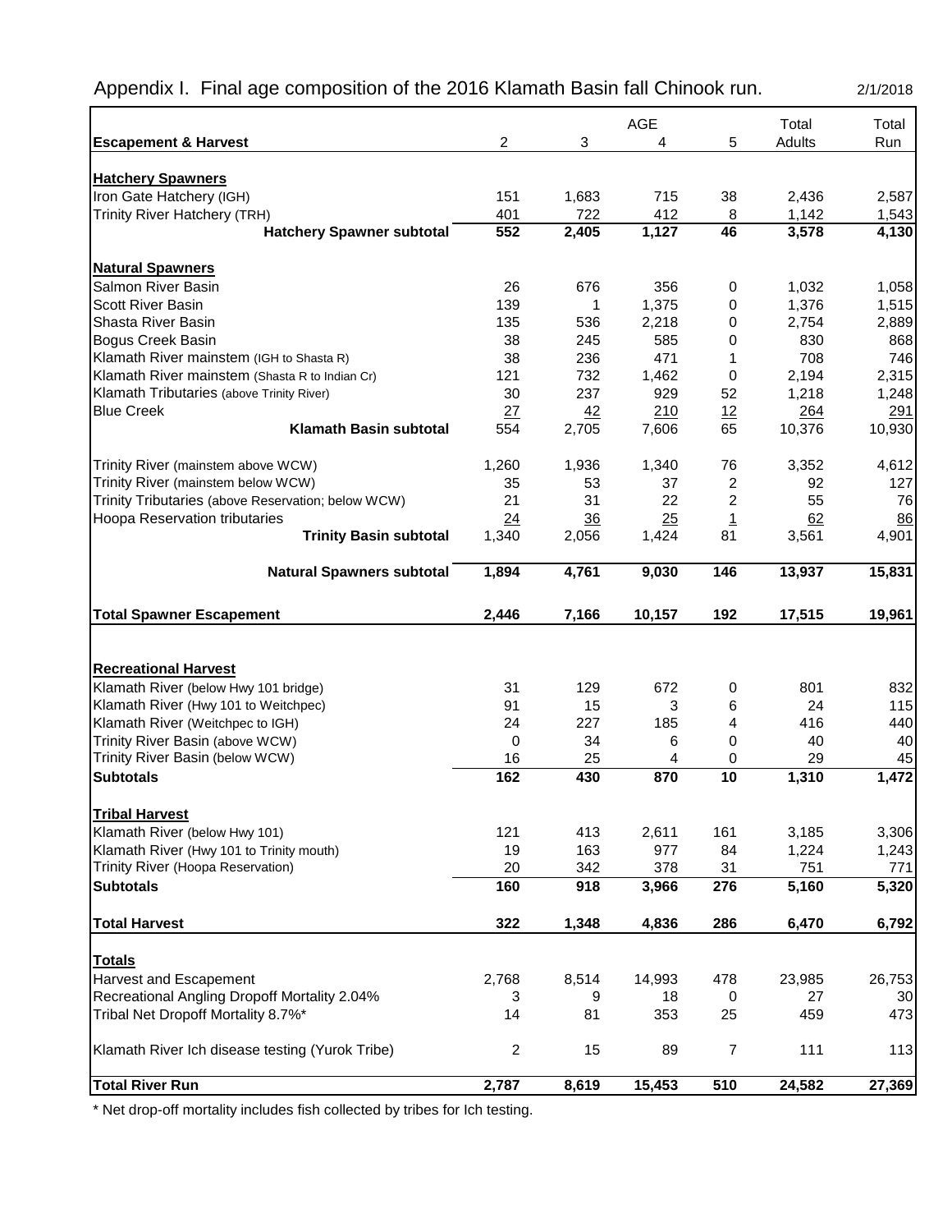## Appendix I. Final age composition of the 2016 Klamath Basin fall Chinook run.

2/1/2018

| Escapement & Harvest | AGE 2 | 3 | 4 | 5 | Total Adults | Total Run |
|---|---|---|---|---|---|---|
| **Hatchery Spawners** | | | | | | |
| Iron Gate Hatchery (IGH) | 151 | 1,683 | 715 | 38 | 2,436 | 2,587 |
| Trinity River Hatchery (TRH) | 401 | 722 | 412 | 8 | 1,142 | 1,543 |
| **Hatchery Spawner subtotal** | **552** | **2,405** | **1,127** | **46** | **3,578** | **4,130** |
| **Natural Spawners** | | | | | | |
| Salmon River Basin | 26 | 676 | 356 | 0 | 1,032 | 1,058 |
| Scott River Basin | 139 | 1 | 1,375 | 0 | 1,376 | 1,515 |
| Shasta River Basin | 135 | 536 | 2,218 | 0 | 2,754 | 2,889 |
| Bogus Creek Basin | 38 | 245 | 585 | 0 | 830 | 868 |
| Klamath River mainstem (IGH to Shasta R) | 38 | 236 | 471 | 1 | 708 | 746 |
| Klamath River mainstem (Shasta R to Indian Cr) | 121 | 732 | 1,462 | 0 | 2,194 | 2,315 |
| Klamath Tributaries (above Trinity River) | 30 | 237 | 929 | 52 | 1,218 | 1,248 |
| Blue Creek | 27 | 42 | 210 | 12 | 264 | 291 |
| **Klamath Basin subtotal** | 554 | 2,705 | 7,606 | 65 | 10,376 | 10,930 |
| Trinity River (mainstem above WCW) | 1,260 | 1,936 | 1,340 | 76 | 3,352 | 4,612 |
| Trinity River (mainstem below WCW) | 35 | 53 | 37 | 2 | 92 | 127 |
| Trinity Tributaries (above Reservation; below WCW) | 21 | 31 | 22 | 2 | 55 | 76 |
| Hoopa Reservation tributaries | 24 | 36 | 25 | 1 | 62 | 86 |
| **Trinity Basin subtotal** | 1,340 | 2,056 | 1,424 | 81 | 3,561 | 4,901 |
| **Natural Spawners subtotal** | **1,894** | **4,761** | **9,030** | **146** | **13,937** | **15,831** |
| **Total Spawner Escapement** | **2,446** | **7,166** | **10,157** | **192** | **17,515** | **19,961** |
| **Recreational Harvest** | | | | | | |
| Klamath River (below Hwy 101 bridge) | 31 | 129 | 672 | 0 | 801 | 832 |
| Klamath River (Hwy 101 to Weitchpec) | 91 | 15 | 3 | 6 | 24 | 115 |
| Klamath River (Weitchpec to IGH) | 24 | 227 | 185 | 4 | 416 | 440 |
| Trinity River Basin (above WCW) | 0 | 34 | 6 | 0 | 40 | 40 |
| Trinity River Basin (below WCW) | 16 | 25 | 4 | 0 | 29 | 45 |
| **Subtotals** | **162** | **430** | **870** | **10** | **1,310** | **1,472** |
| **Tribal Harvest** | | | | | | |
| Klamath River (below Hwy 101) | 121 | 413 | 2,611 | 161 | 3,185 | 3,306 |
| Klamath River (Hwy 101 to Trinity mouth) | 19 | 163 | 977 | 84 | 1,224 | 1,243 |
| Trinity River (Hoopa Reservation) | 20 | 342 | 378 | 31 | 751 | 771 |
| **Subtotals** | **160** | **918** | **3,966** | **276** | **5,160** | **5,320** |
| **Total Harvest** | **322** | **1,348** | **4,836** | **286** | **6,470** | **6,792** |
| **Totals** | | | | | | |
| Harvest and Escapement | 2,768 | 8,514 | 14,993 | 478 | 23,985 | 26,753 |
| Recreational Angling Dropoff Mortality 2.04% | 3 | 9 | 18 | 0 | 27 | 30 |
| Tribal Net Dropoff Mortality 8.7%* | 14 | 81 | 353 | 25 | 459 | 473 |
| Klamath River Ich disease testing (Yurok Tribe) | 2 | 15 | 89 | 7 | 111 | 113 |
| **Total River Run** | **2,787** | **8,619** | **15,453** | **510** | **24,582** | **27,369** |

* Net drop-off mortality includes fish collected by tribes for Ich testing.